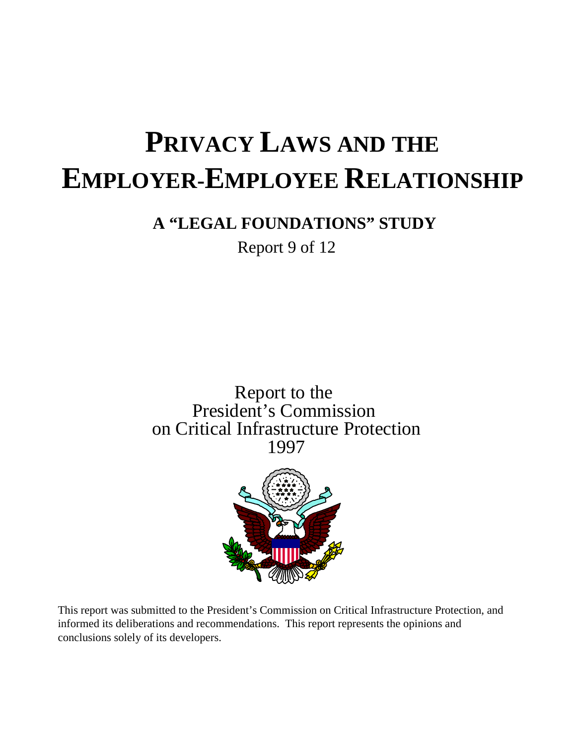# PRIVACY LAWS AND THE EMPLOYER-EMPLOYEE RELATIONSHIP

## A "LEGAL FOUNDATIONS" STUDY

Report 9 of 12

Report to the
President's Commission
on Critical Infrastructure Protection
1997

This report was submitted to the President's Commission on Critical Infrastructure Protection, and informed its deliberations and recommendations. This report represents the opinions and conclusions solely of its developers.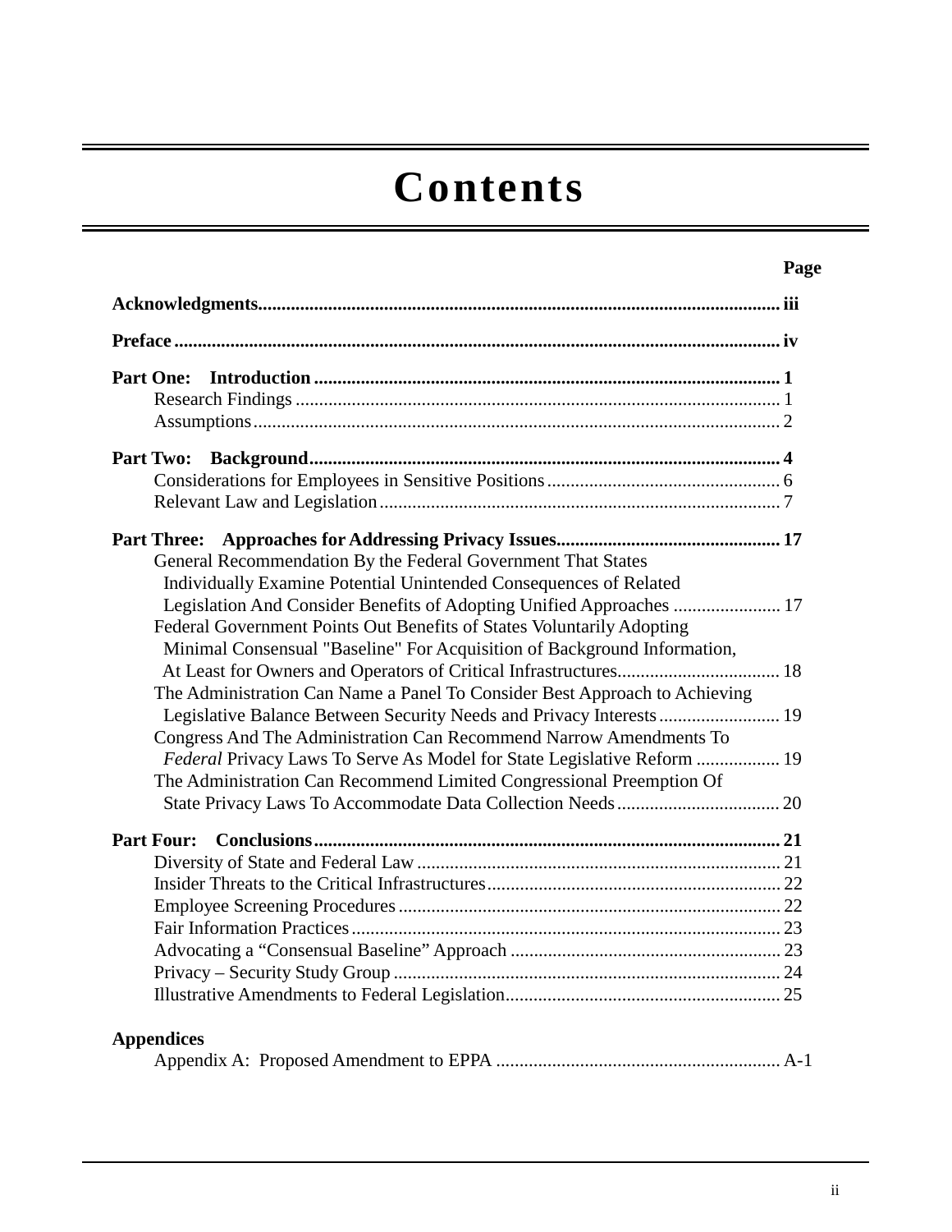# Contents

| | Page |
|---|---|
| **Acknowledgments** | **iii** |
| **Preface** | **iv** |
| **Part One: Introduction** | **1** |
| Research Findings | 1 |
| Assumptions | 2 |
| **Part Two: Background** | **4** |
| Considerations for Employees in Sensitive Positions | 6 |
| Relevant Law and Legislation | 7 |
| **Part Three: Approaches for Addressing Privacy Issues** | **17** |
| General Recommendation By the Federal Government That States Individually Examine Potential Unintended Consequences of Related Legislation And Consider Benefits of Adopting Unified Approaches | 17 |
| Federal Government Points Out Benefits of States Voluntarily Adopting Minimal Consensual "Baseline" For Acquisition of Background Information, At Least for Owners and Operators of Critical Infrastructures | 18 |
| The Administration Can Name a Panel To Consider Best Approach to Achieving Legislative Balance Between Security Needs and Privacy Interests | 19 |
| Congress And The Administration Can Recommend Narrow Amendments To *Federal* Privacy Laws To Serve As Model for State Legislative Reform | 19 |
| The Administration Can Recommend Limited Congressional Preemption Of State Privacy Laws To Accommodate Data Collection Needs | 20 |
| **Part Four: Conclusions** | **21** |
| Diversity of State and Federal Law | 21 |
| Insider Threats to the Critical Infrastructures | 22 |
| Employee Screening Procedures | 22 |
| Fair Information Practices | 23 |
| Advocating a “Consensual Baseline” Approach | 23 |
| Privacy – Security Study Group | 24 |
| Illustrative Amendments to Federal Legislation | 25 |
| **Appendices** | |
| Appendix A: Proposed Amendment to EPPA | A-1 |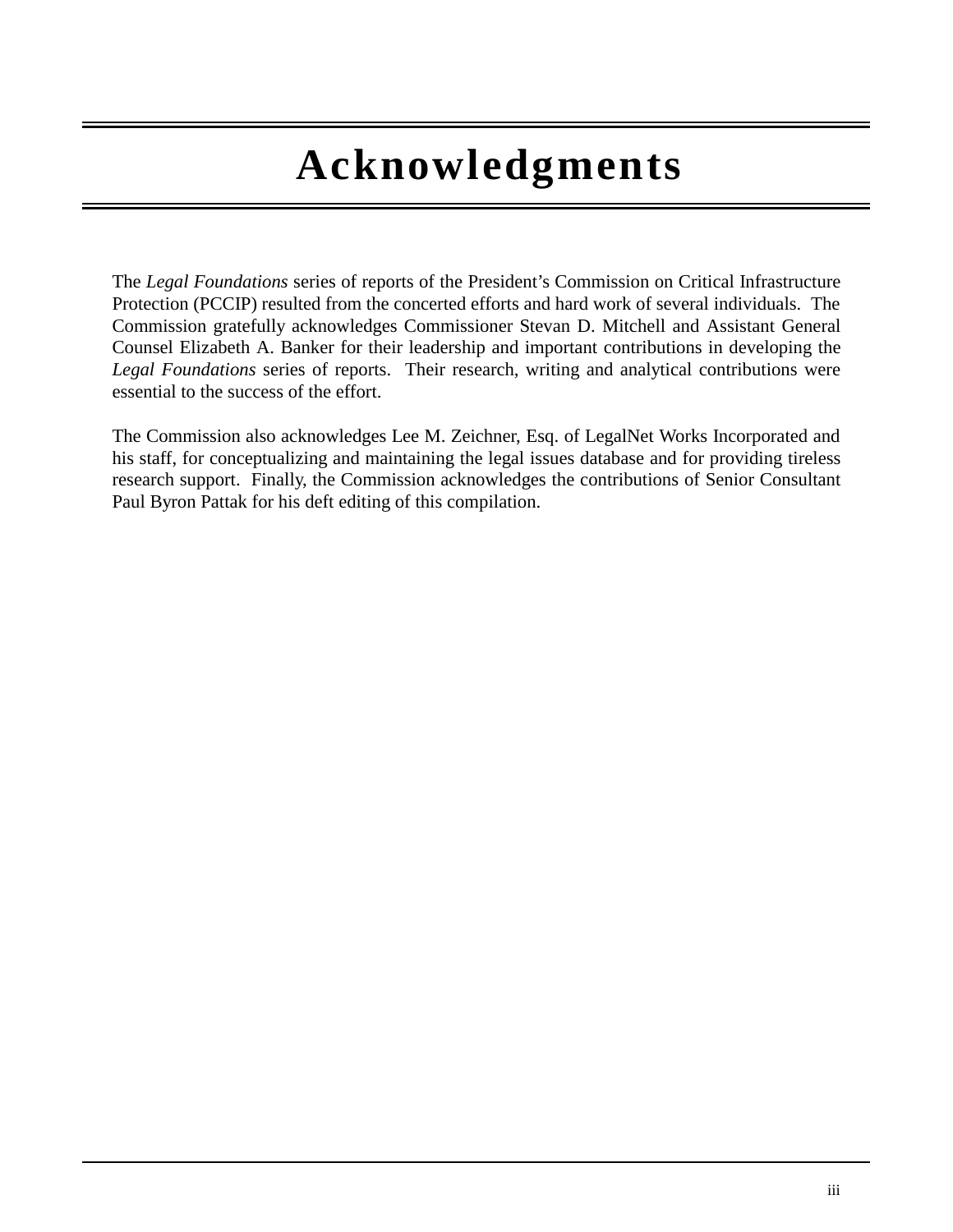# Acknowledgments

The *Legal Foundations* series of reports of the President's Commission on Critical Infrastructure Protection (PCCIP) resulted from the concerted efforts and hard work of several individuals. The Commission gratefully acknowledges Commissioner Stevan D. Mitchell and Assistant General Counsel Elizabeth A. Banker for their leadership and important contributions in developing the *Legal Foundations* series of reports. Their research, writing and analytical contributions were essential to the success of the effort.

The Commission also acknowledges Lee M. Zeichner, Esq. of LegalNet Works Incorporated and his staff, for conceptualizing and maintaining the legal issues database and for providing tireless research support. Finally, the Commission acknowledges the contributions of Senior Consultant Paul Byron Pattak for his deft editing of this compilation.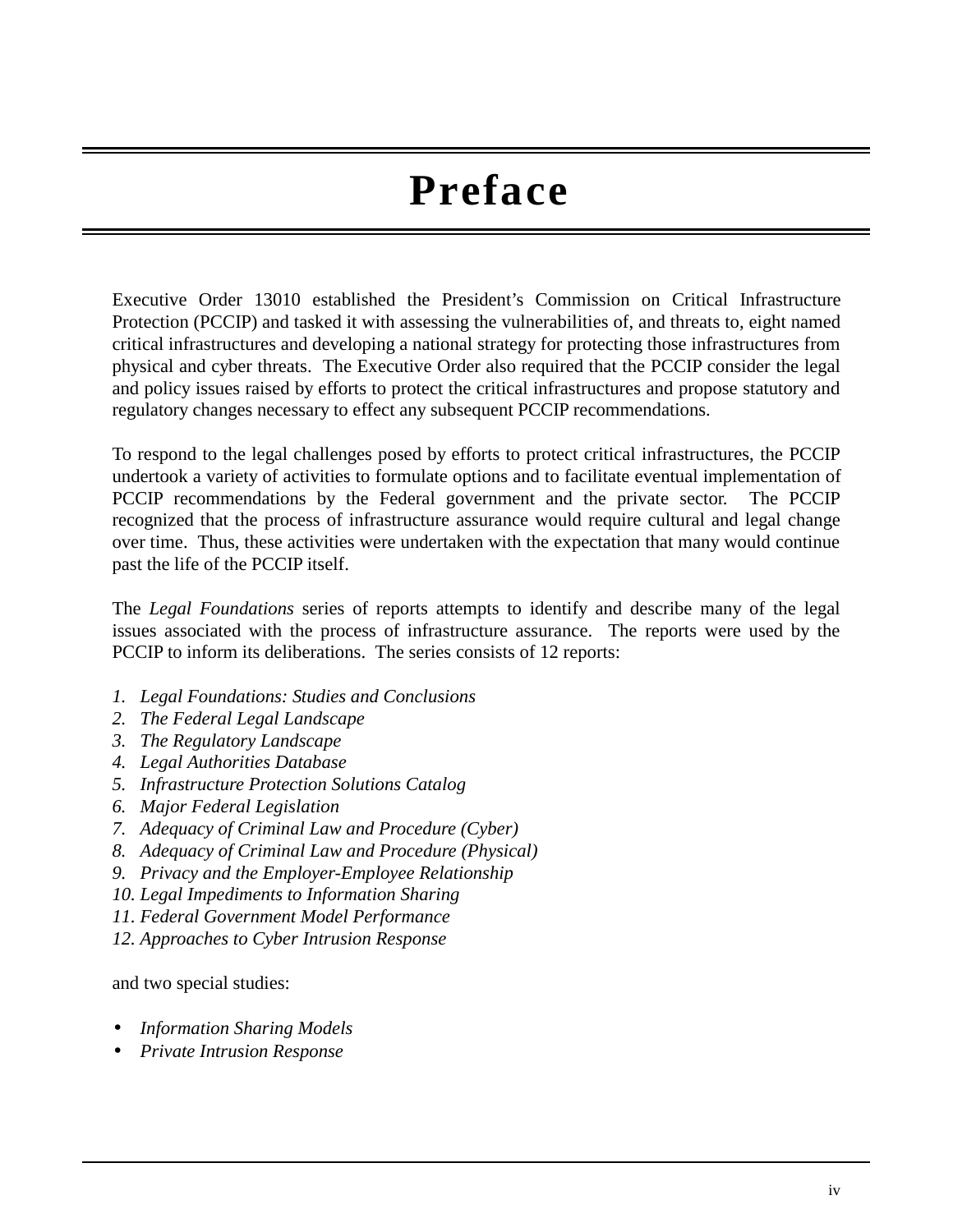# Preface

Executive Order 13010 established the President's Commission on Critical Infrastructure Protection (PCCIP) and tasked it with assessing the vulnerabilities of, and threats to, eight named critical infrastructures and developing a national strategy for protecting those infrastructures from physical and cyber threats. The Executive Order also required that the PCCIP consider the legal and policy issues raised by efforts to protect the critical infrastructures and propose statutory and regulatory changes necessary to effect any subsequent PCCIP recommendations.

To respond to the legal challenges posed by efforts to protect critical infrastructures, the PCCIP undertook a variety of activities to formulate options and to facilitate eventual implementation of PCCIP recommendations by the Federal government and the private sector. The PCCIP recognized that the process of infrastructure assurance would require cultural and legal change over time. Thus, these activities were undertaken with the expectation that many would continue past the life of the PCCIP itself.

The *Legal Foundations* series of reports attempts to identify and describe many of the legal issues associated with the process of infrastructure assurance. The reports were used by the PCCIP to inform its deliberations. The series consists of 12 reports:

1. *Legal Foundations: Studies and Conclusions*
2. *The Federal Legal Landscape*
3. *The Regulatory Landscape*
4. *Legal Authorities Database*
5. *Infrastructure Protection Solutions Catalog*
6. *Major Federal Legislation*
7. *Adequacy of Criminal Law and Procedure (Cyber)*
8. *Adequacy of Criminal Law and Procedure (Physical)*
9. *Privacy and the Employer-Employee Relationship*
10. *Legal Impediments to Information Sharing*
11. *Federal Government Model Performance*
12. *Approaches to Cyber Intrusion Response*

and two special studies:

- *Information Sharing Models*
- *Private Intrusion Response*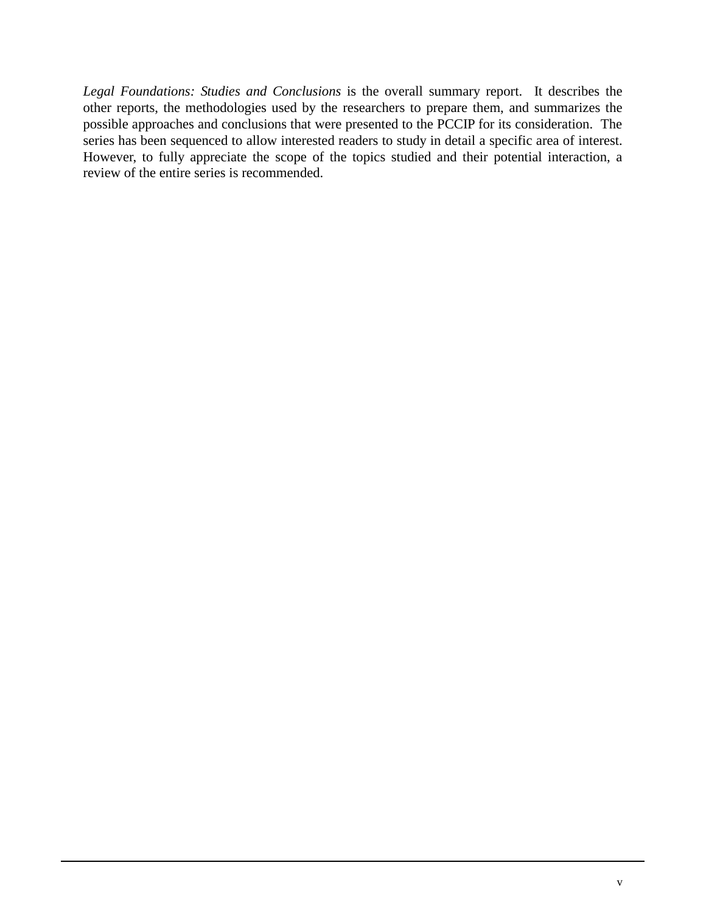*Legal Foundations: Studies and Conclusions* is the overall summary report. It describes the other reports, the methodologies used by the researchers to prepare them, and summarizes the possible approaches and conclusions that were presented to the PCCIP for its consideration. The series has been sequenced to allow interested readers to study in detail a specific area of interest. However, to fully appreciate the scope of the topics studied and their potential interaction, a review of the entire series is recommended.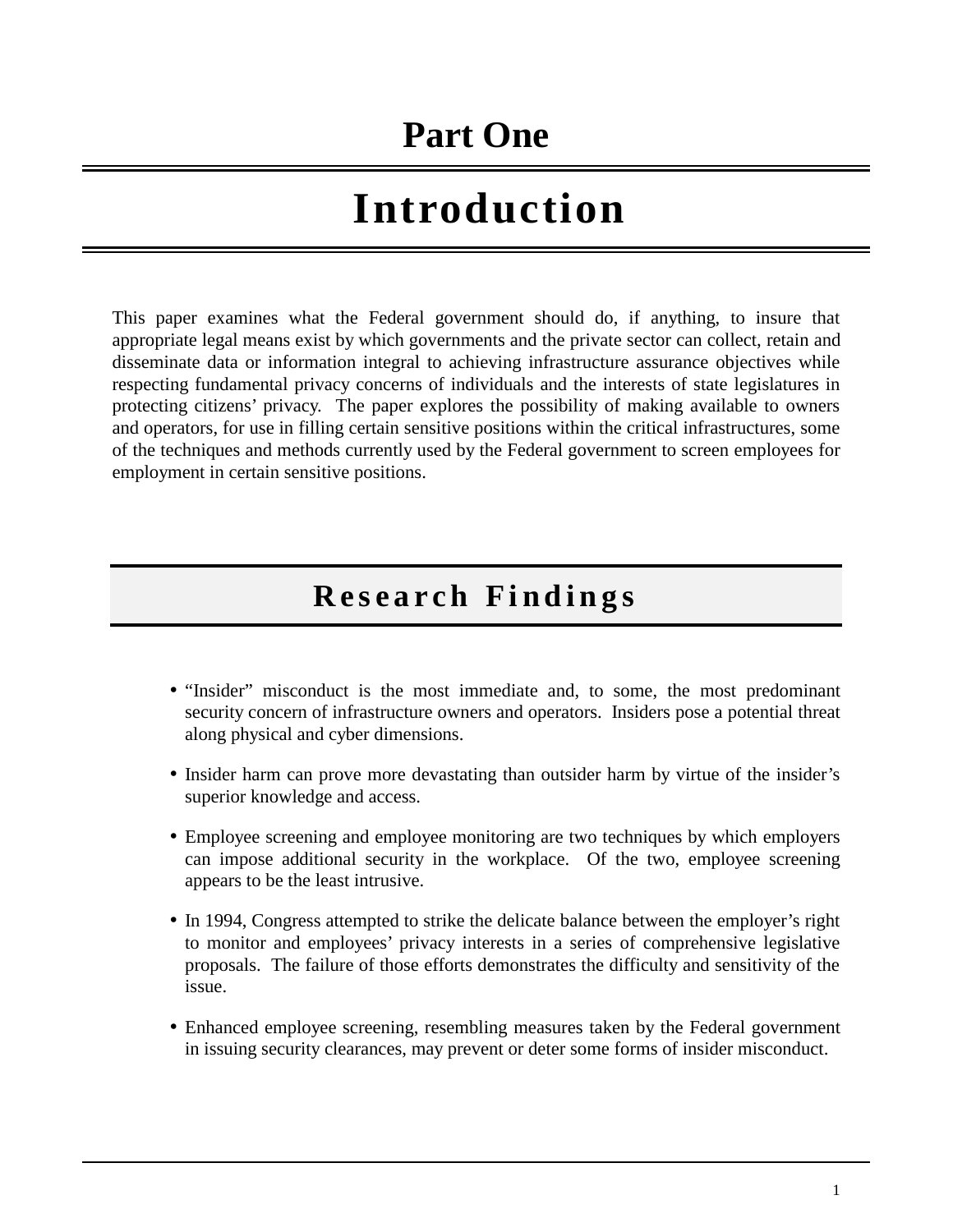# Part One

# Introduction

This paper examines what the Federal government should do, if anything, to insure that appropriate legal means exist by which governments and the private sector can collect, retain and disseminate data or information integral to achieving infrastructure assurance objectives while respecting fundamental privacy concerns of individuals and the interests of state legislatures in protecting citizens' privacy. The paper explores the possibility of making available to owners and operators, for use in filling certain sensitive positions within the critical infrastructures, some of the techniques and methods currently used by the Federal government to screen employees for employment in certain sensitive positions.

## Research Findings

- "Insider" misconduct is the most immediate and, to some, the most predominant security concern of infrastructure owners and operators. Insiders pose a potential threat along physical and cyber dimensions.
- Insider harm can prove more devastating than outsider harm by virtue of the insider's superior knowledge and access.
- Employee screening and employee monitoring are two techniques by which employers can impose additional security in the workplace. Of the two, employee screening appears to be the least intrusive.
- In 1994, Congress attempted to strike the delicate balance between the employer's right to monitor and employees' privacy interests in a series of comprehensive legislative proposals. The failure of those efforts demonstrates the difficulty and sensitivity of the issue.
- Enhanced employee screening, resembling measures taken by the Federal government in issuing security clearances, may prevent or deter some forms of insider misconduct.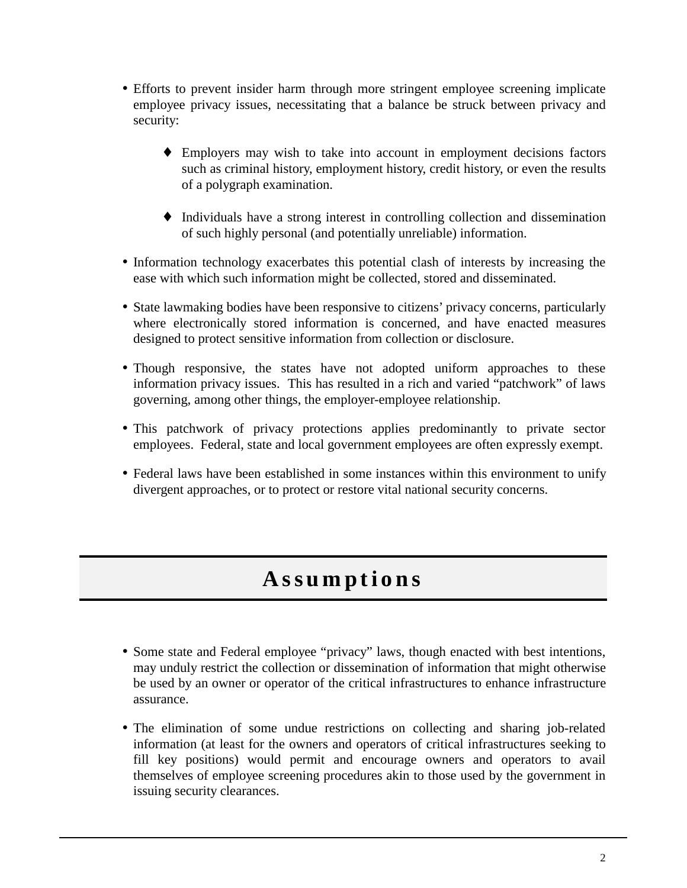- Efforts to prevent insider harm through more stringent employee screening implicate employee privacy issues, necessitating that a balance be struck between privacy and security:
  - Employers may wish to take into account in employment decisions factors such as criminal history, employment history, credit history, or even the results of a polygraph examination.
  - Individuals have a strong interest in controlling collection and dissemination of such highly personal (and potentially unreliable) information.
- Information technology exacerbates this potential clash of interests by increasing the ease with which such information might be collected, stored and disseminated.
- State lawmaking bodies have been responsive to citizens' privacy concerns, particularly where electronically stored information is concerned, and have enacted measures designed to protect sensitive information from collection or disclosure.
- Though responsive, the states have not adopted uniform approaches to these information privacy issues. This has resulted in a rich and varied "patchwork" of laws governing, among other things, the employer-employee relationship.
- This patchwork of privacy protections applies predominantly to private sector employees. Federal, state and local government employees are often expressly exempt.
- Federal laws have been established in some instances within this environment to unify divergent approaches, or to protect or restore vital national security concerns.

# Assumptions

- Some state and Federal employee "privacy" laws, though enacted with best intentions, may unduly restrict the collection or dissemination of information that might otherwise be used by an owner or operator of the critical infrastructures to enhance infrastructure assurance.
- The elimination of some undue restrictions on collecting and sharing job-related information (at least for the owners and operators of critical infrastructures seeking to fill key positions) would permit and encourage owners and operators to avail themselves of employee screening procedures akin to those used by the government in issuing security clearances.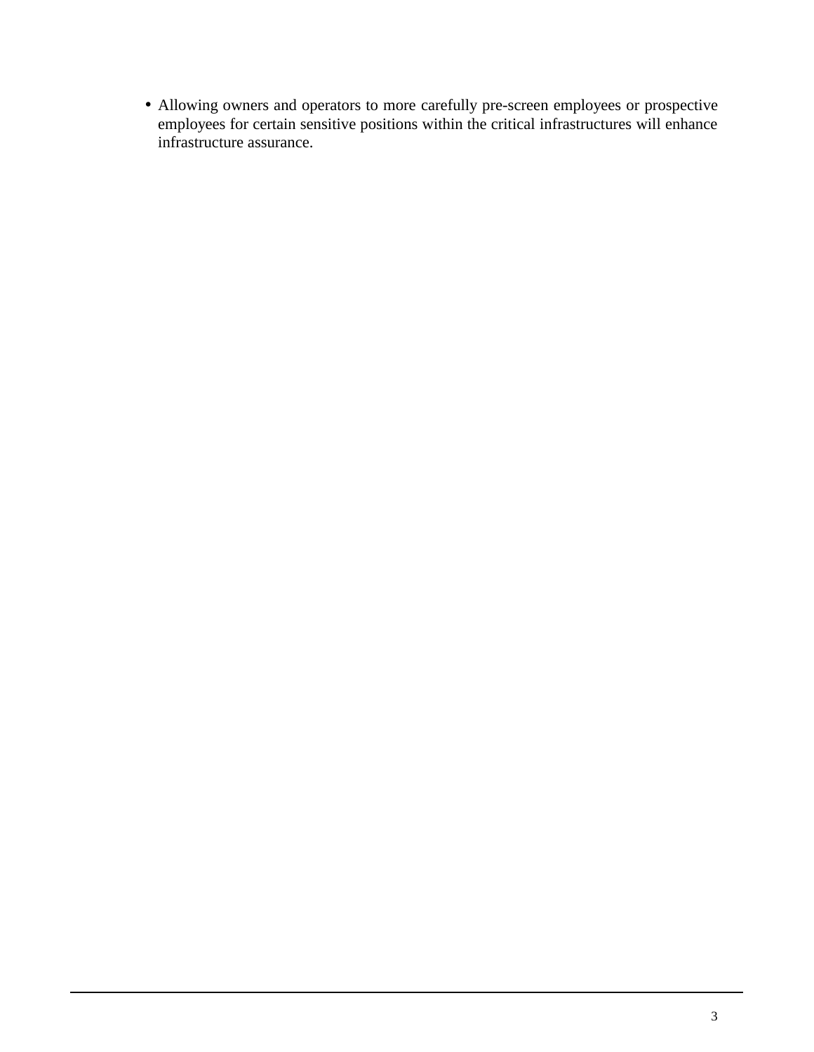- Allowing owners and operators to more carefully pre-screen employees or prospective employees for certain sensitive positions within the critical infrastructures will enhance infrastructure assurance.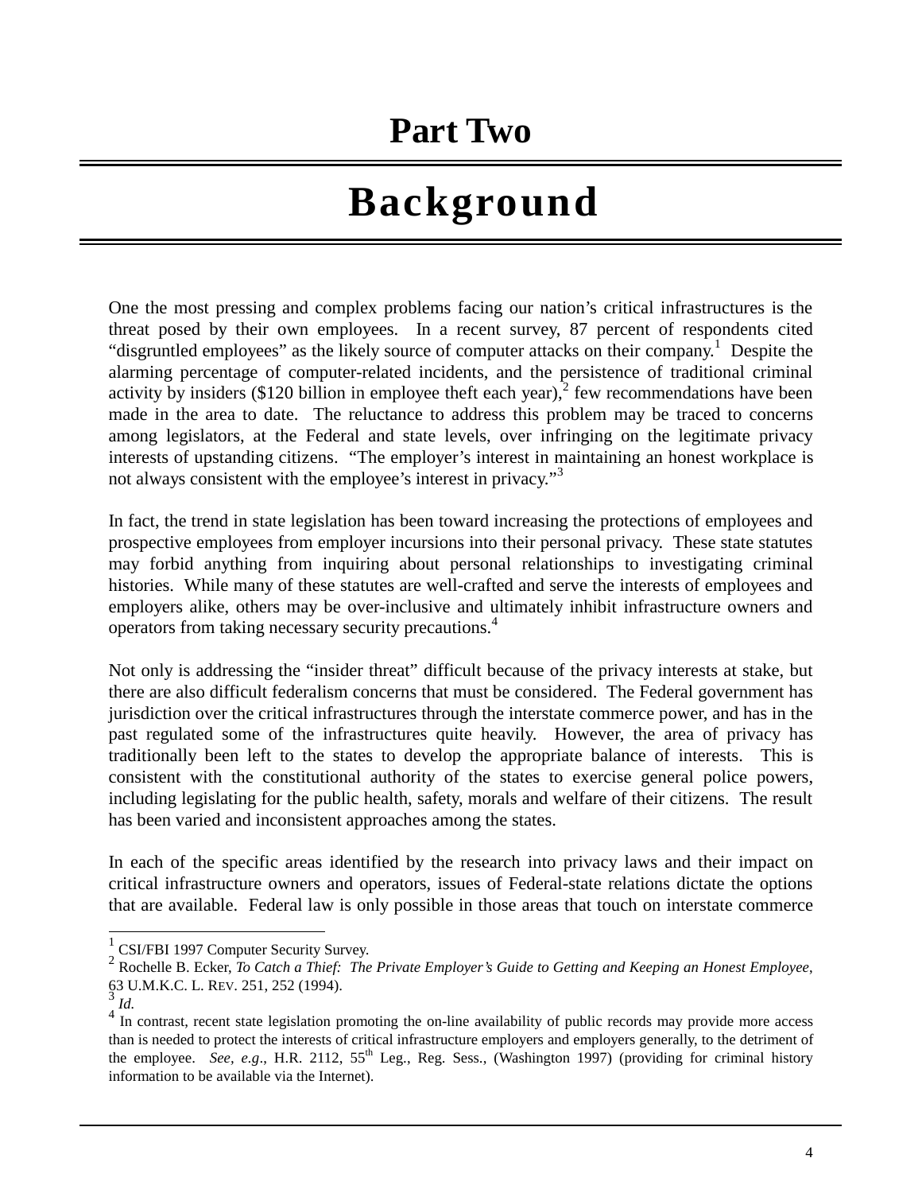# Part Two

# Background

One the most pressing and complex problems facing our nation's critical infrastructures is the threat posed by their own employees. In a recent survey, 87 percent of respondents cited "disgruntled employees" as the likely source of computer attacks on their company.[1] Despite the alarming percentage of computer-related incidents, and the persistence of traditional criminal activity by insiders ($120 billion in employee theft each year),[2] few recommendations have been made in the area to date. The reluctance to address this problem may be traced to concerns among legislators, at the Federal and state levels, over infringing on the legitimate privacy interests of upstanding citizens. "The employer's interest in maintaining an honest workplace is not always consistent with the employee's interest in privacy."[3]

In fact, the trend in state legislation has been toward increasing the protections of employees and prospective employees from employer incursions into their personal privacy. These state statutes may forbid anything from inquiring about personal relationships to investigating criminal histories. While many of these statutes are well-crafted and serve the interests of employees and employers alike, others may be over-inclusive and ultimately inhibit infrastructure owners and operators from taking necessary security precautions.[4]

Not only is addressing the "insider threat" difficult because of the privacy interests at stake, but there are also difficult federalism concerns that must be considered. The Federal government has jurisdiction over the critical infrastructures through the interstate commerce power, and has in the past regulated some of the infrastructures quite heavily. However, the area of privacy has traditionally been left to the states to develop the appropriate balance of interests. This is consistent with the constitutional authority of the states to exercise general police powers, including legislating for the public health, safety, morals and welfare of their citizens. The result has been varied and inconsistent approaches among the states.

In each of the specific areas identified by the research into privacy laws and their impact on critical infrastructure owners and operators, issues of Federal-state relations dictate the options that are available. Federal law is only possible in those areas that touch on interstate commerce

---

[1] CSI/FBI 1997 Computer Security Survey.

[2] Rochelle B. Ecker, *To Catch a Thief: The Private Employer's Guide to Getting and Keeping an Honest Employee*, 63 U.M.K.C. L. REV. 251, 252 (1994).

[3] *Id.*

[4] In contrast, recent state legislation promoting the on-line availability of public records may provide more access than is needed to protect the interests of critical infrastructure employers and employers generally, to the detriment of the employee. *See, e.g.*, H.R. 2112, 55th Leg., Reg. Sess., (Washington 1997) (providing for criminal history information to be available via the Internet).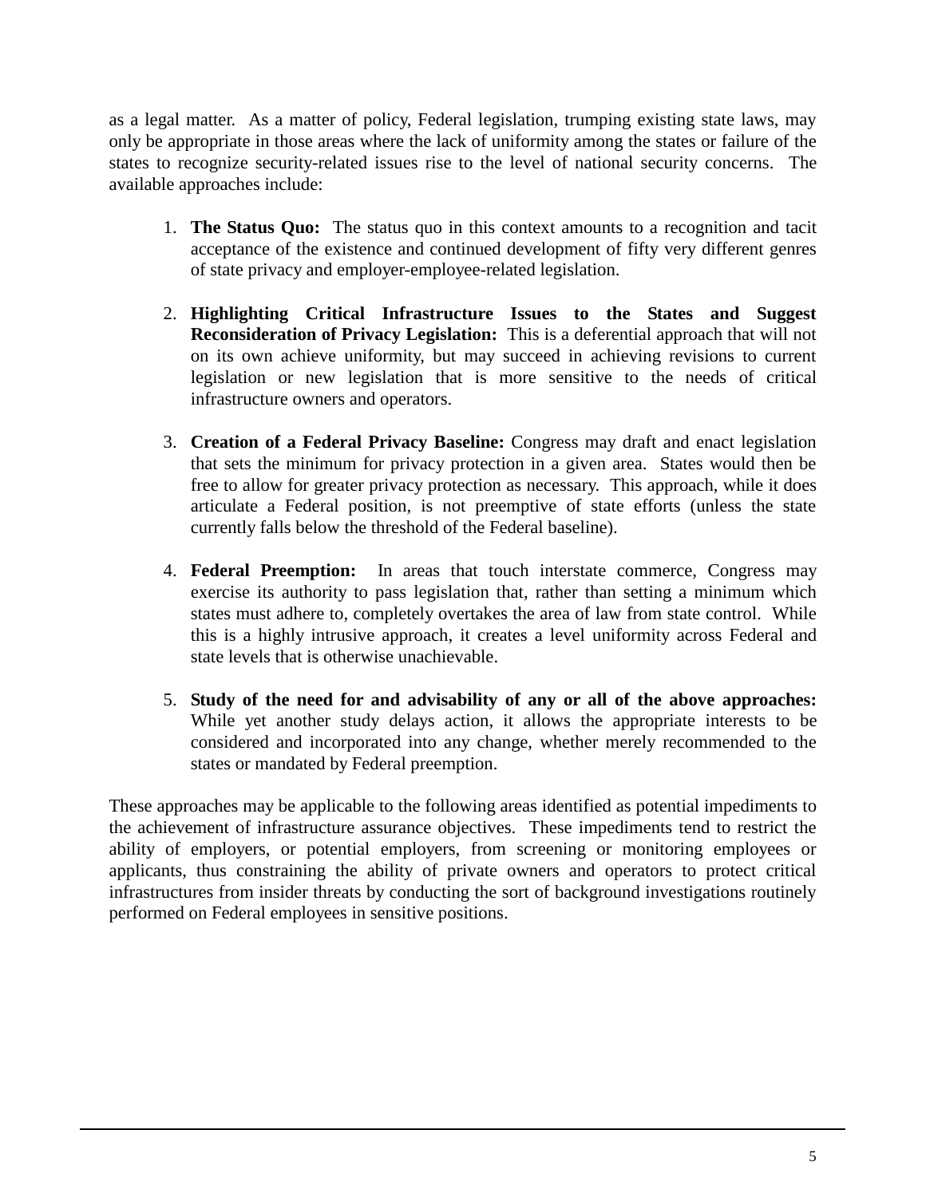as a legal matter. As a matter of policy, Federal legislation, trumping existing state laws, may only be appropriate in those areas where the lack of uniformity among the states or failure of the states to recognize security-related issues rise to the level of national security concerns. The available approaches include:

1. **The Status Quo:** The status quo in this context amounts to a recognition and tacit acceptance of the existence and continued development of fifty very different genres of state privacy and employer-employee-related legislation.

2. **Highlighting Critical Infrastructure Issues to the States and Suggest Reconsideration of Privacy Legislation:** This is a deferential approach that will not on its own achieve uniformity, but may succeed in achieving revisions to current legislation or new legislation that is more sensitive to the needs of critical infrastructure owners and operators.

3. **Creation of a Federal Privacy Baseline:** Congress may draft and enact legislation that sets the minimum for privacy protection in a given area. States would then be free to allow for greater privacy protection as necessary. This approach, while it does articulate a Federal position, is not preemptive of state efforts (unless the state currently falls below the threshold of the Federal baseline).

4. **Federal Preemption:** In areas that touch interstate commerce, Congress may exercise its authority to pass legislation that, rather than setting a minimum which states must adhere to, completely overtakes the area of law from state control. While this is a highly intrusive approach, it creates a level uniformity across Federal and state levels that is otherwise unachievable.

5. **Study of the need for and advisability of any or all of the above approaches:** While yet another study delays action, it allows the appropriate interests to be considered and incorporated into any change, whether merely recommended to the states or mandated by Federal preemption.

These approaches may be applicable to the following areas identified as potential impediments to the achievement of infrastructure assurance objectives. These impediments tend to restrict the ability of employers, or potential employers, from screening or monitoring employees or applicants, thus constraining the ability of private owners and operators to protect critical infrastructures from insider threats by conducting the sort of background investigations routinely performed on Federal employees in sensitive positions.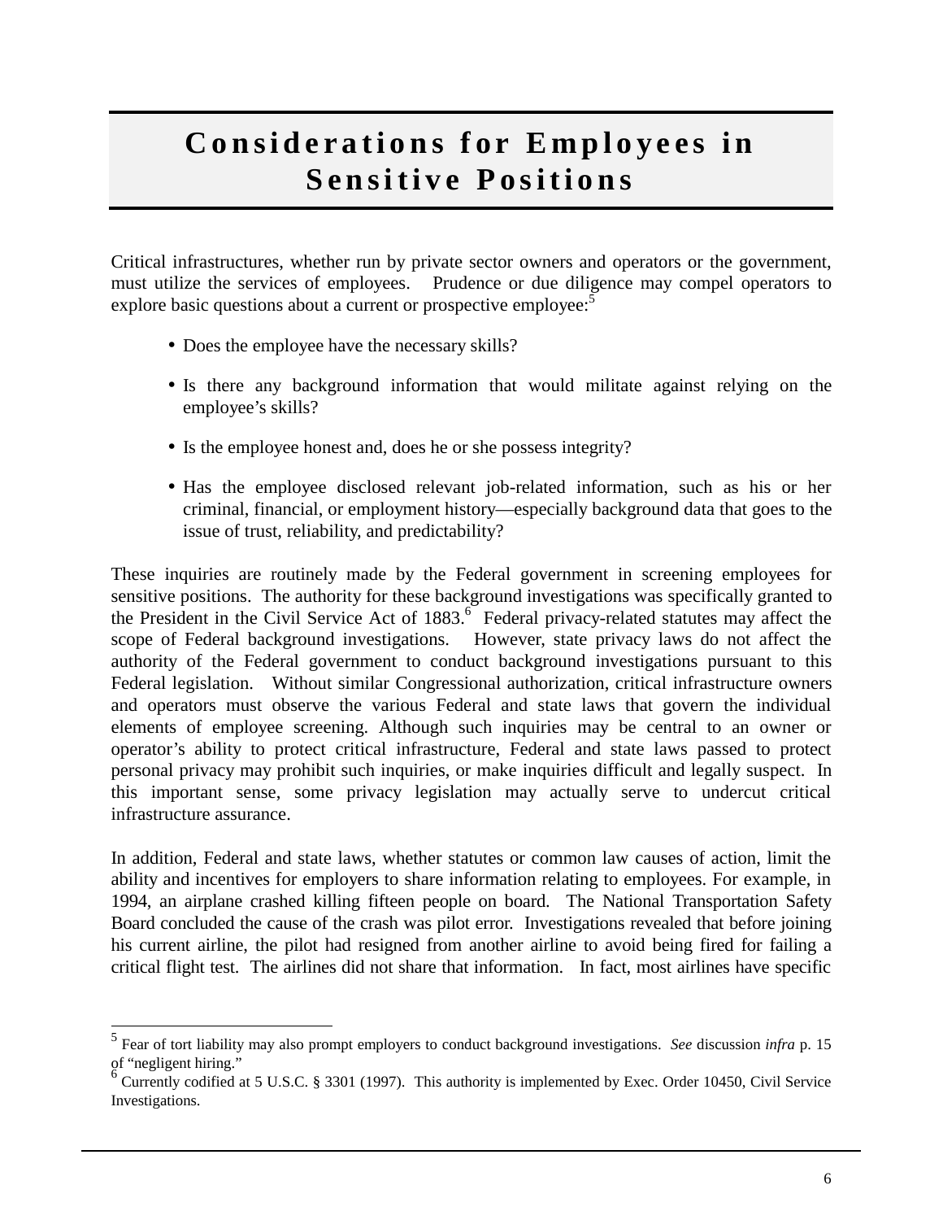# Considerations for Employees in Sensitive Positions

Critical infrastructures, whether run by private sector owners and operators or the government, must utilize the services of employees. Prudence or due diligence may compel operators to explore basic questions about a current or prospective employee:[5]

- Does the employee have the necessary skills?
- Is there any background information that would militate against relying on the employee's skills?
- Is the employee honest and, does he or she possess integrity?
- Has the employee disclosed relevant job-related information, such as his or her criminal, financial, or employment history—especially background data that goes to the issue of trust, reliability, and predictability?

These inquiries are routinely made by the Federal government in screening employees for sensitive positions. The authority for these background investigations was specifically granted to the President in the Civil Service Act of 1883.[6] Federal privacy-related statutes may affect the scope of Federal background investigations. However, state privacy laws do not affect the authority of the Federal government to conduct background investigations pursuant to this Federal legislation. Without similar Congressional authorization, critical infrastructure owners and operators must observe the various Federal and state laws that govern the individual elements of employee screening. Although such inquiries may be central to an owner or operator's ability to protect critical infrastructure, Federal and state laws passed to protect personal privacy may prohibit such inquiries, or make inquiries difficult and legally suspect. In this important sense, some privacy legislation may actually serve to undercut critical infrastructure assurance.

In addition, Federal and state laws, whether statutes or common law causes of action, limit the ability and incentives for employers to share information relating to employees. For example, in 1994, an airplane crashed killing fifteen people on board. The National Transportation Safety Board concluded the cause of the crash was pilot error. Investigations revealed that before joining his current airline, the pilot had resigned from another airline to avoid being fired for failing a critical flight test. The airlines did not share that information. In fact, most airlines have specific

---

[5] Fear of tort liability may also prompt employers to conduct background investigations. *See* discussion *infra* p. 15 of "negligent hiring."

[6] Currently codified at 5 U.S.C. § 3301 (1997). This authority is implemented by Exec. Order 10450, Civil Service Investigations.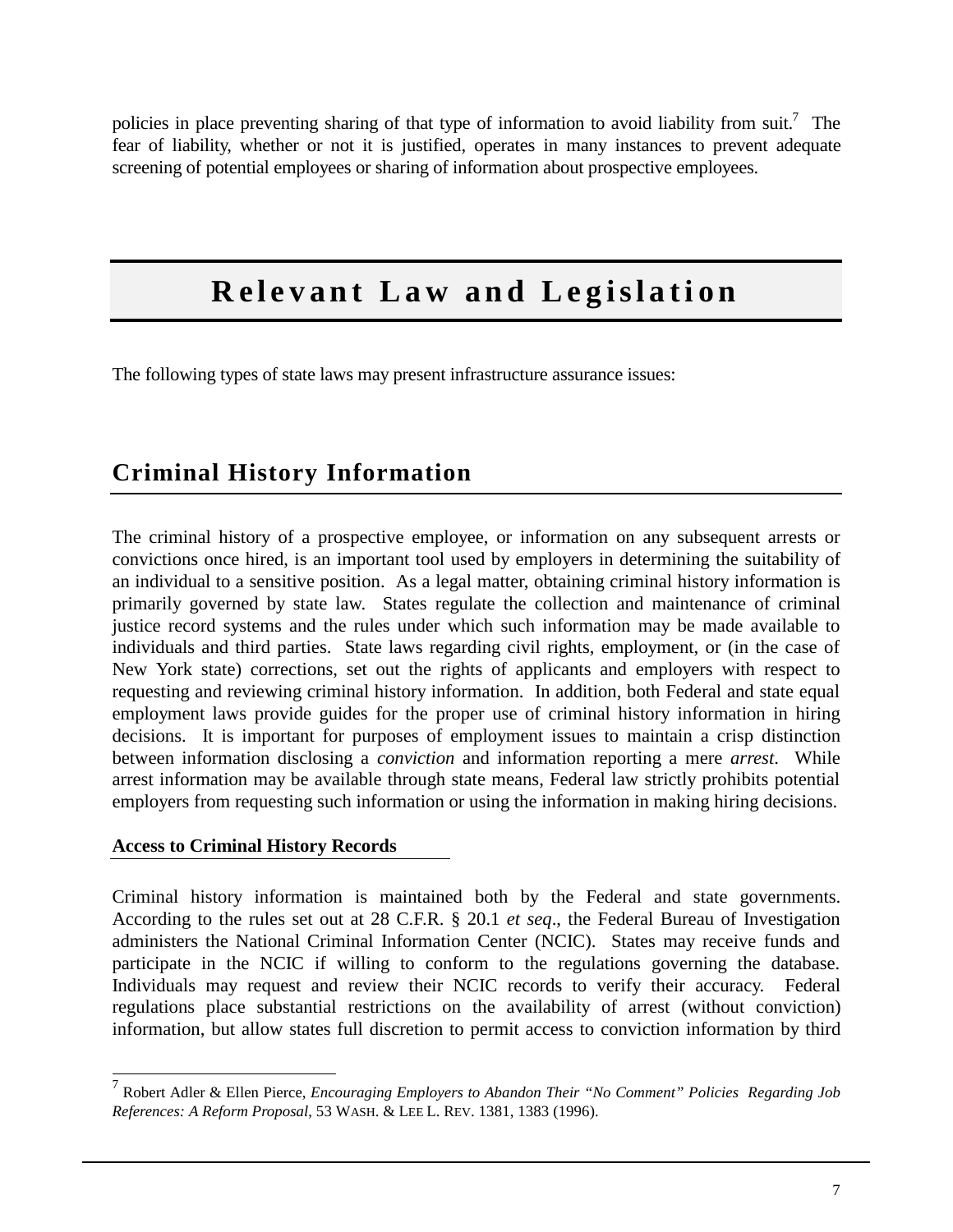policies in place preventing sharing of that type of information to avoid liability from suit.[7] The fear of liability, whether or not it is justified, operates in many instances to prevent adequate screening of potential employees or sharing of information about prospective employees.

# Relevant Law and Legislation

The following types of state laws may present infrastructure assurance issues:

## Criminal History Information

The criminal history of a prospective employee, or information on any subsequent arrests or convictions once hired, is an important tool used by employers in determining the suitability of an individual to a sensitive position. As a legal matter, obtaining criminal history information is primarily governed by state law. States regulate the collection and maintenance of criminal justice record systems and the rules under which such information may be made available to individuals and third parties. State laws regarding civil rights, employment, or (in the case of New York state) corrections, set out the rights of applicants and employers with respect to requesting and reviewing criminal history information. In addition, both Federal and state equal employment laws provide guides for the proper use of criminal history information in hiring decisions. It is important for purposes of employment issues to maintain a crisp distinction between information disclosing a *conviction* and information reporting a mere *arrest*. While arrest information may be available through state means, Federal law strictly prohibits potential employers from requesting such information or using the information in making hiring decisions.

### Access to Criminal History Records

Criminal history information is maintained both by the Federal and state governments. According to the rules set out at 28 C.F.R. § 20.1 *et seq*., the Federal Bureau of Investigation administers the National Criminal Information Center (NCIC). States may receive funds and participate in the NCIC if willing to conform to the regulations governing the database. Individuals may request and review their NCIC records to verify their accuracy. Federal regulations place substantial restrictions on the availability of arrest (without conviction) information, but allow states full discretion to permit access to conviction information by third

[7] Robert Adler & Ellen Pierce, *Encouraging Employers to Abandon Their "No Comment" Policies Regarding Job References: A Reform Proposal*, 53 WASH. & LEE L. REV. 1381, 1383 (1996).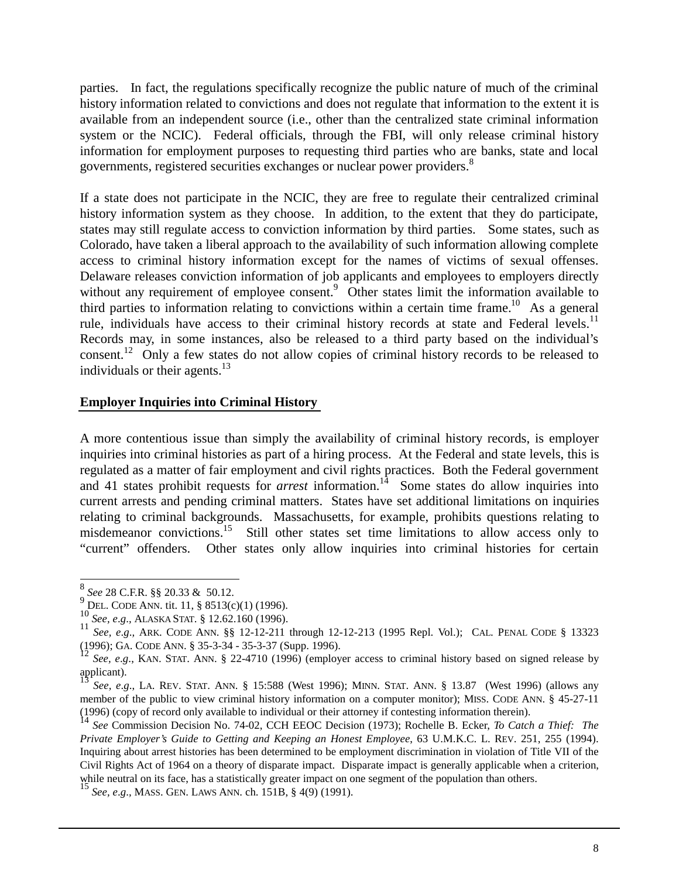parties. In fact, the regulations specifically recognize the public nature of much of the criminal history information related to convictions and does not regulate that information to the extent it is available from an independent source (i.e., other than the centralized state criminal information system or the NCIC). Federal officials, through the FBI, will only release criminal history information for employment purposes to requesting third parties who are banks, state and local governments, registered securities exchanges or nuclear power providers.[8]

If a state does not participate in the NCIC, they are free to regulate their centralized criminal history information system as they choose. In addition, to the extent that they do participate, states may still regulate access to conviction information by third parties. Some states, such as Colorado, have taken a liberal approach to the availability of such information allowing complete access to criminal history information except for the names of victims of sexual offenses. Delaware releases conviction information of job applicants and employees to employers directly without any requirement of employee consent.[9] Other states limit the information available to third parties to information relating to convictions within a certain time frame.[10] As a general rule, individuals have access to their criminal history records at state and Federal levels.[11] Records may, in some instances, also be released to a third party based on the individual's consent.[12] Only a few states do not allow copies of criminal history records to be released to individuals or their agents.[13]

**Employer Inquiries into Criminal History**

A more contentious issue than simply the availability of criminal history records, is employer inquiries into criminal histories as part of a hiring process. At the Federal and state levels, this is regulated as a matter of fair employment and civil rights practices. Both the Federal government and 41 states prohibit requests for *arrest* information.[14] Some states do allow inquiries into current arrests and pending criminal matters. States have set additional limitations on inquiries relating to criminal backgrounds. Massachusetts, for example, prohibits questions relating to misdemeanor convictions.[15] Still other states set time limitations to allow access only to "current" offenders. Other states only allow inquiries into criminal histories for certain

---

[8] *See* 28 C.F.R. §§ 20.33 & 50.12.

[9] DEL. CODE ANN. tit. 11, § 8513(c)(1) (1996).

[10] *See, e.g.*, ALASKA STAT. § 12.62.160 (1996).

[11] *See, e.g.*, ARK. CODE ANN. §§ 12-12-211 through 12-12-213 (1995 Repl. Vol.); CAL. PENAL CODE § 13323 (1996); GA. CODE ANN. § 35-3-34 - 35-3-37 (Supp. 1996).

[12] *See, e.g.*, KAN. STAT. ANN. § 22-4710 (1996) (employer access to criminal history based on signed release by applicant).

[13] *See, e.g.*, LA. REV. STAT. ANN. § 15:588 (West 1996); MINN. STAT. ANN. § 13.87 (West 1996) (allows any member of the public to view criminal history information on a computer monitor); MISS. CODE ANN. § 45-27-11 (1996) (copy of record only available to individual or their attorney if contesting information therein).

[14] *See* Commission Decision No. 74-02, CCH EEOC Decision (1973); Rochelle B. Ecker, *To Catch a Thief: The Private Employer's Guide to Getting and Keeping an Honest Employee*, 63 U.M.K.C. L. REV. 251, 255 (1994). Inquiring about arrest histories has been determined to be employment discrimination in violation of Title VII of the Civil Rights Act of 1964 on a theory of disparate impact. Disparate impact is generally applicable when a criterion, while neutral on its face, has a statistically greater impact on one segment of the population than others.

[15] *See, e.g.*, MASS. GEN. LAWS ANN. ch. 151B, § 4(9) (1991).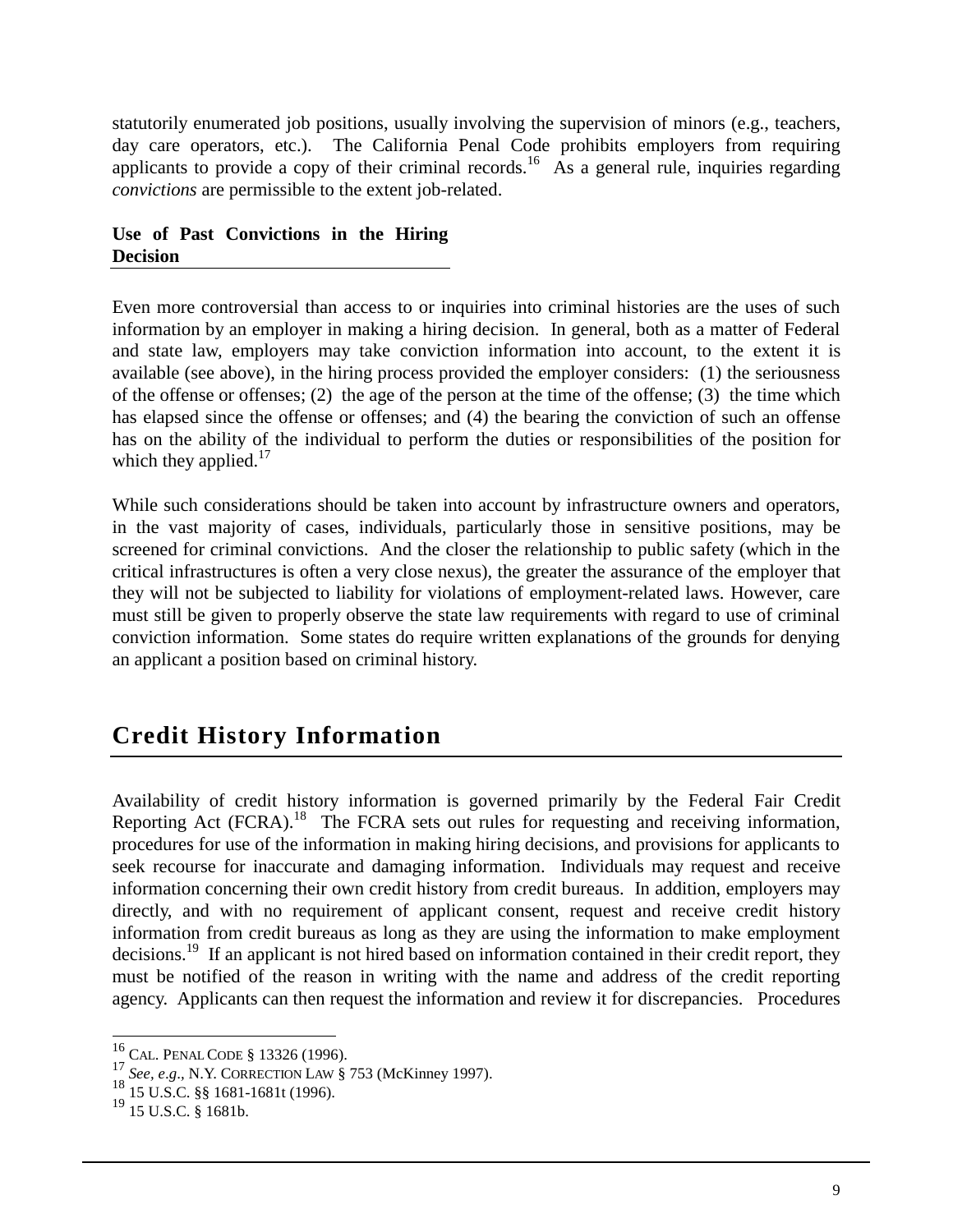statutorily enumerated job positions, usually involving the supervision of minors (e.g., teachers, day care operators, etc.). The California Penal Code prohibits employers from requiring applicants to provide a copy of their criminal records.[16] As a general rule, inquiries regarding *convictions* are permissible to the extent job-related.

**Use of Past Convictions in the Hiring Decision**

Even more controversial than access to or inquiries into criminal histories are the uses of such information by an employer in making a hiring decision. In general, both as a matter of Federal and state law, employers may take conviction information into account, to the extent it is available (see above), in the hiring process provided the employer considers: (1) the seriousness of the offense or offenses; (2) the age of the person at the time of the offense; (3) the time which has elapsed since the offense or offenses; and (4) the bearing the conviction of such an offense has on the ability of the individual to perform the duties or responsibilities of the position for which they applied.[17]

While such considerations should be taken into account by infrastructure owners and operators, in the vast majority of cases, individuals, particularly those in sensitive positions, may be screened for criminal convictions. And the closer the relationship to public safety (which in the critical infrastructures is often a very close nexus), the greater the assurance of the employer that they will not be subjected to liability for violations of employment-related laws. However, care must still be given to properly observe the state law requirements with regard to use of criminal conviction information. Some states do require written explanations of the grounds for denying an applicant a position based on criminal history.

## Credit History Information

Availability of credit history information is governed primarily by the Federal Fair Credit Reporting Act (FCRA).[18] The FCRA sets out rules for requesting and receiving information, procedures for use of the information in making hiring decisions, and provisions for applicants to seek recourse for inaccurate and damaging information. Individuals may request and receive information concerning their own credit history from credit bureaus. In addition, employers may directly, and with no requirement of applicant consent, request and receive credit history information from credit bureaus as long as they are using the information to make employment decisions.[19] If an applicant is not hired based on information contained in their credit report, they must be notified of the reason in writing with the name and address of the credit reporting agency. Applicants can then request the information and review it for discrepancies. Procedures

---

[16] CAL. PENAL CODE § 13326 (1996).
[17] *See, e.g.*, N.Y. CORRECTION LAW § 753 (McKinney 1997).
[18] 15 U.S.C. §§ 1681-1681t (1996).
[19] 15 U.S.C. § 1681b.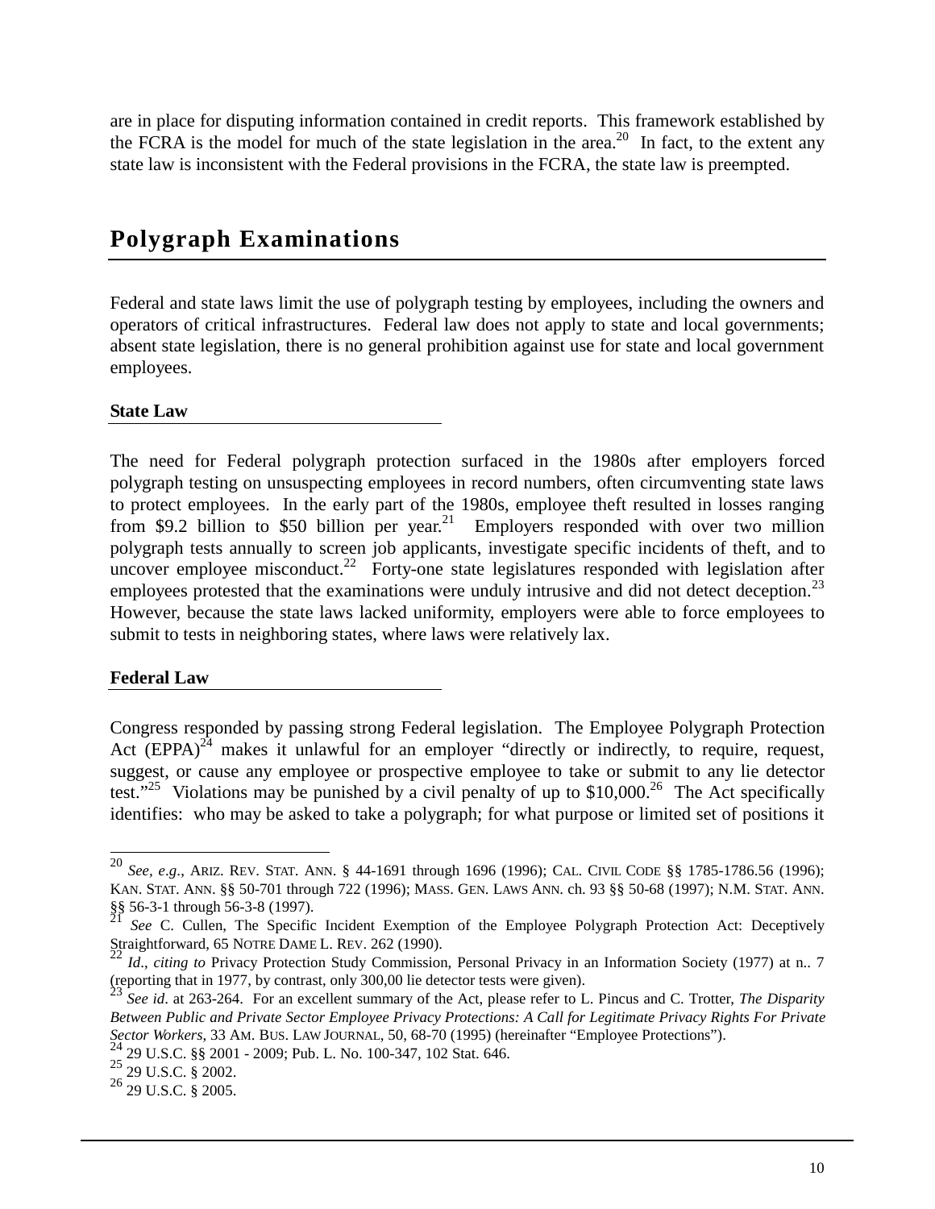are in place for disputing information contained in credit reports. This framework established by the FCRA is the model for much of the state legislation in the area.[20] In fact, to the extent any state law is inconsistent with the Federal provisions in the FCRA, the state law is preempted.

## Polygraph Examinations

Federal and state laws limit the use of polygraph testing by employees, including the owners and operators of critical infrastructures. Federal law does not apply to state and local governments; absent state legislation, there is no general prohibition against use for state and local government employees.

### State Law

The need for Federal polygraph protection surfaced in the 1980s after employers forced polygraph testing on unsuspecting employees in record numbers, often circumventing state laws to protect employees. In the early part of the 1980s, employee theft resulted in losses ranging from $9.2 billion to $50 billion per year.[21] Employers responded with over two million polygraph tests annually to screen job applicants, investigate specific incidents of theft, and to uncover employee misconduct.[22] Forty-one state legislatures responded with legislation after employees protested that the examinations were unduly intrusive and did not detect deception.[23] However, because the state laws lacked uniformity, employers were able to force employees to submit to tests in neighboring states, where laws were relatively lax.

### Federal Law

Congress responded by passing strong Federal legislation. The Employee Polygraph Protection Act (EPPA)[24] makes it unlawful for an employer "directly or indirectly, to require, request, suggest, or cause any employee or prospective employee to take or submit to any lie detector test."[25] Violations may be punished by a civil penalty of up to $10,000.[26] The Act specifically identifies: who may be asked to take a polygraph; for what purpose or limited set of positions it

---

[20] *See, e.g.*, ARIZ. REV. STAT. ANN. § 44-1691 through 1696 (1996); CAL. CIVIL CODE §§ 1785-1786.56 (1996); KAN. STAT. ANN. §§ 50-701 through 722 (1996); MASS. GEN. LAWS ANN. ch. 93 §§ 50-68 (1997); N.M. STAT. ANN. §§ 56-3-1 through 56-3-8 (1997).

[21] *See* C. Cullen, The Specific Incident Exemption of the Employee Polygraph Protection Act: Deceptively Straightforward, 65 NOTRE DAME L. REV. 262 (1990).

[22] *Id*., *citing to* Privacy Protection Study Commission, Personal Privacy in an Information Society (1977) at n.. 7 (reporting that in 1977, by contrast, only 300,00 lie detector tests were given).

[23] *See id*. at 263-264. For an excellent summary of the Act, please refer to L. Pincus and C. Trotter, *The Disparity Between Public and Private Sector Employee Privacy Protections: A Call for Legitimate Privacy Rights For Private Sector Workers*, 33 AM. BUS. LAW JOURNAL, 50, 68-70 (1995) (hereinafter "Employee Protections").

[24] 29 U.S.C. §§ 2001 - 2009; Pub. L. No. 100-347, 102 Stat. 646.

[25] 29 U.S.C. § 2002.

[26] 29 U.S.C. § 2005.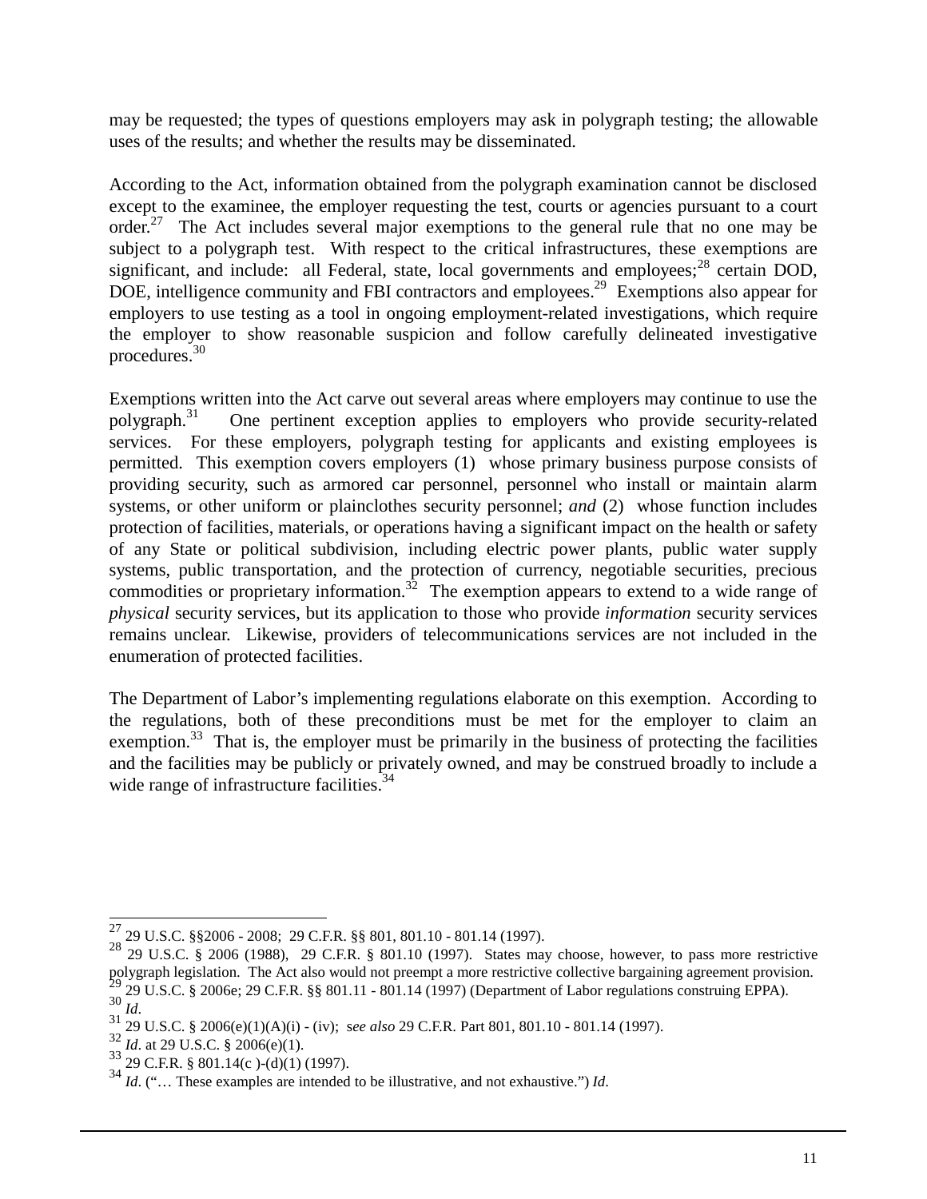may be requested; the types of questions employers may ask in polygraph testing; the allowable uses of the results; and whether the results may be disseminated.

According to the Act, information obtained from the polygraph examination cannot be disclosed except to the examinee, the employer requesting the test, courts or agencies pursuant to a court order.[27] The Act includes several major exemptions to the general rule that no one may be subject to a polygraph test. With respect to the critical infrastructures, these exemptions are significant, and include: all Federal, state, local governments and employees;[28] certain DOD, DOE, intelligence community and FBI contractors and employees.[29] Exemptions also appear for employers to use testing as a tool in ongoing employment-related investigations, which require the employer to show reasonable suspicion and follow carefully delineated investigative procedures.[30]

Exemptions written into the Act carve out several areas where employers may continue to use the polygraph.[31] One pertinent exception applies to employers who provide security-related services. For these employers, polygraph testing for applicants and existing employees is permitted. This exemption covers employers (1) whose primary business purpose consists of providing security, such as armored car personnel, personnel who install or maintain alarm systems, or other uniform or plainclothes security personnel; ***and*** (2) whose function includes protection of facilities, materials, or operations having a significant impact on the health or safety of any State or political subdivision, including electric power plants, public water supply systems, public transportation, and the protection of currency, negotiable securities, precious commodities or proprietary information.[32] The exemption appears to extend to a wide range of *physical* security services, but its application to those who provide *information* security services remains unclear. Likewise, providers of telecommunications services are not included in the enumeration of protected facilities.

The Department of Labor's implementing regulations elaborate on this exemption. According to the regulations, both of these preconditions must be met for the employer to claim an exemption.[33] That is, the employer must be primarily in the business of protecting the facilities and the facilities may be publicly or privately owned, and may be construed broadly to include a wide range of infrastructure facilities.[34]

---

[27] 29 U.S.C. §§2006 - 2008; 29 C.F.R. §§ 801, 801.10 - 801.14 (1997).

[28] 29 U.S.C. § 2006 (1988), 29 C.F.R. § 801.10 (1997). States may choose, however, to pass more restrictive polygraph legislation. The Act also would not preempt a more restrictive collective bargaining agreement provision.

[29] 29 U.S.C. § 2006e; 29 C.F.R. §§ 801.11 - 801.14 (1997) (Department of Labor regulations construing EPPA).

[30] *Id*.

[31] 29 U.S.C. § 2006(e)(1)(A)(i) - (iv); *see also* 29 C.F.R. Part 801, 801.10 - 801.14 (1997).

[32] *Id*. at 29 U.S.C. § 2006(e)(1).

[33] 29 C.F.R. § 801.14(c )-(d)(1) (1997).

[34] *Id*. ("… These examples are intended to be illustrative, and not exhaustive.") *Id*.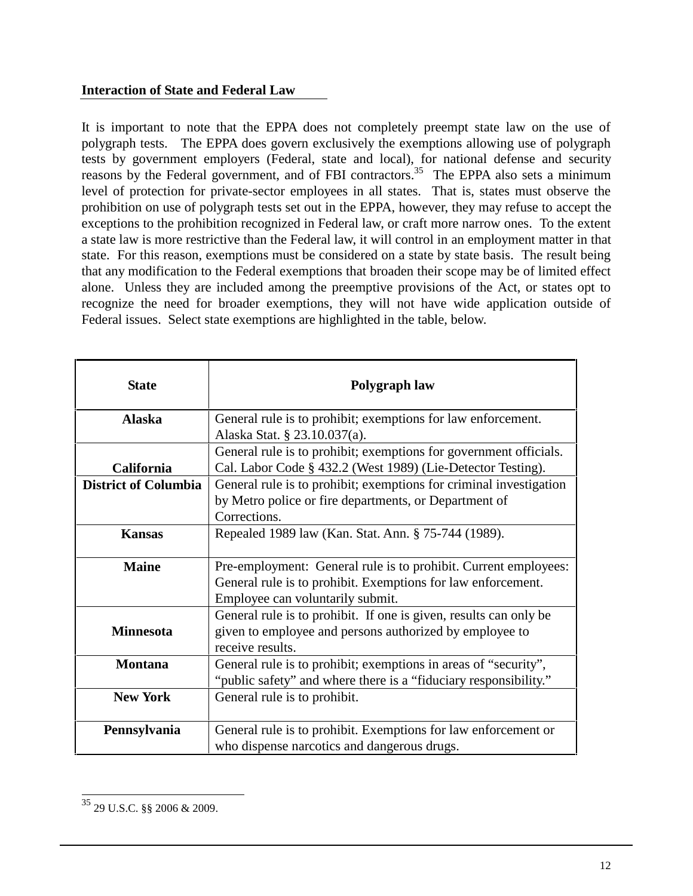## Interaction of State and Federal Law

It is important to note that the EPPA does not completely preempt state law on the use of polygraph tests. The EPPA does govern exclusively the exemptions allowing use of polygraph tests by government employers (Federal, state and local), for national defense and security reasons by the Federal government, and of FBI contractors.[35] The EPPA also sets a minimum level of protection for private-sector employees in all states. That is, states must observe the prohibition on use of polygraph tests set out in the EPPA, however, they may refuse to accept the exceptions to the prohibition recognized in Federal law, or craft more narrow ones. To the extent a state law is more restrictive than the Federal law, it will control in an employment matter in that state. For this reason, exemptions must be considered on a state by state basis. The result being that any modification to the Federal exemptions that broaden their scope may be of limited effect alone. Unless they are included among the preemptive provisions of the Act, or states opt to recognize the need for broader exemptions, they will not have wide application outside of Federal issues. Select state exemptions are highlighted in the table, below.

| State | Polygraph law |
|---|---|
| **Alaska** | General rule is to prohibit; exemptions for law enforcement. Alaska Stat. § 23.10.037(a). |
| **California** | General rule is to prohibit; exemptions for government officials. Cal. Labor Code § 432.2 (West 1989) (Lie-Detector Testing). |
| **District of Columbia** | General rule is to prohibit; exemptions for criminal investigation by Metro police or fire departments, or Department of Corrections. |
| **Kansas** | Repealed 1989 law (Kan. Stat. Ann. § 75-744 (1989). |
| **Maine** | Pre-employment: General rule is to prohibit. Current employees: General rule is to prohibit. Exemptions for law enforcement. Employee can voluntarily submit. |
| **Minnesota** | General rule is to prohibit. If one is given, results can only be given to employee and persons authorized by employee to receive results. |
| **Montana** | General rule is to prohibit; exemptions in areas of "security", "public safety" and where there is a "fiduciary responsibility." |
| **New York** | General rule is to prohibit. |
| **Pennsylvania** | General rule is to prohibit. Exemptions for law enforcement or who dispense narcotics and dangerous drugs. |

[35] 29 U.S.C. §§ 2006 & 2009.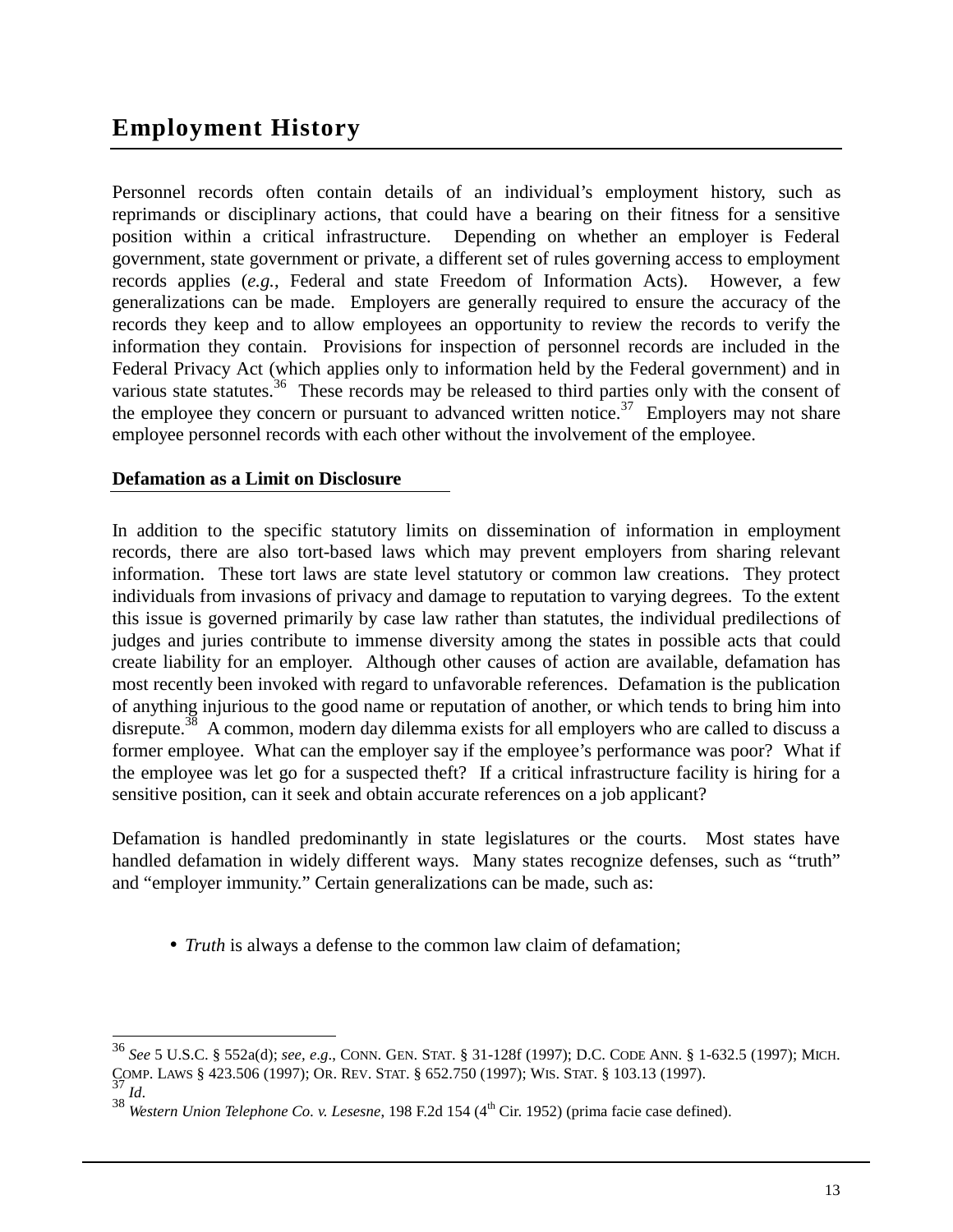## Employment History

Personnel records often contain details of an individual's employment history, such as reprimands or disciplinary actions, that could have a bearing on their fitness for a sensitive position within a critical infrastructure. Depending on whether an employer is Federal government, state government or private, a different set of rules governing access to employment records applies (*e.g.*, Federal and state Freedom of Information Acts). However, a few generalizations can be made. Employers are generally required to ensure the accuracy of the records they keep and to allow employees an opportunity to review the records to verify the information they contain. Provisions for inspection of personnel records are included in the Federal Privacy Act (which applies only to information held by the Federal government) and in various state statutes.[36] These records may be released to third parties only with the consent of the employee they concern or pursuant to advanced written notice.[37] Employers may not share employee personnel records with each other without the involvement of the employee.

### Defamation as a Limit on Disclosure

In addition to the specific statutory limits on dissemination of information in employment records, there are also tort-based laws which may prevent employers from sharing relevant information. These tort laws are state level statutory or common law creations. They protect individuals from invasions of privacy and damage to reputation to varying degrees. To the extent this issue is governed primarily by case law rather than statutes, the individual predilections of judges and juries contribute to immense diversity among the states in possible acts that could create liability for an employer. Although other causes of action are available, defamation has most recently been invoked with regard to unfavorable references. Defamation is the publication of anything injurious to the good name or reputation of another, or which tends to bring him into disrepute.[38] A common, modern day dilemma exists for all employers who are called to discuss a former employee. What can the employer say if the employee's performance was poor? What if the employee was let go for a suspected theft? If a critical infrastructure facility is hiring for a sensitive position, can it seek and obtain accurate references on a job applicant?

Defamation is handled predominantly in state legislatures or the courts. Most states have handled defamation in widely different ways. Many states recognize defenses, such as "truth" and "employer immunity." Certain generalizations can be made, such as:

- *Truth* is always a defense to the common law claim of defamation;

---

[36] *See* 5 U.S.C. § 552a(d); *see, e.g.*, CONN. GEN. STAT. § 31-128f (1997); D.C. CODE ANN. § 1-632.5 (1997); MICH. COMP. LAWS § 423.506 (1997); OR. REV. STAT. § 652.750 (1997); WIS. STAT. § 103.13 (1997).

[37] *Id*.

[38] *Western Union Telephone Co. v. Lesesne*, 198 F.2d 154 (4th Cir. 1952) (prima facie case defined).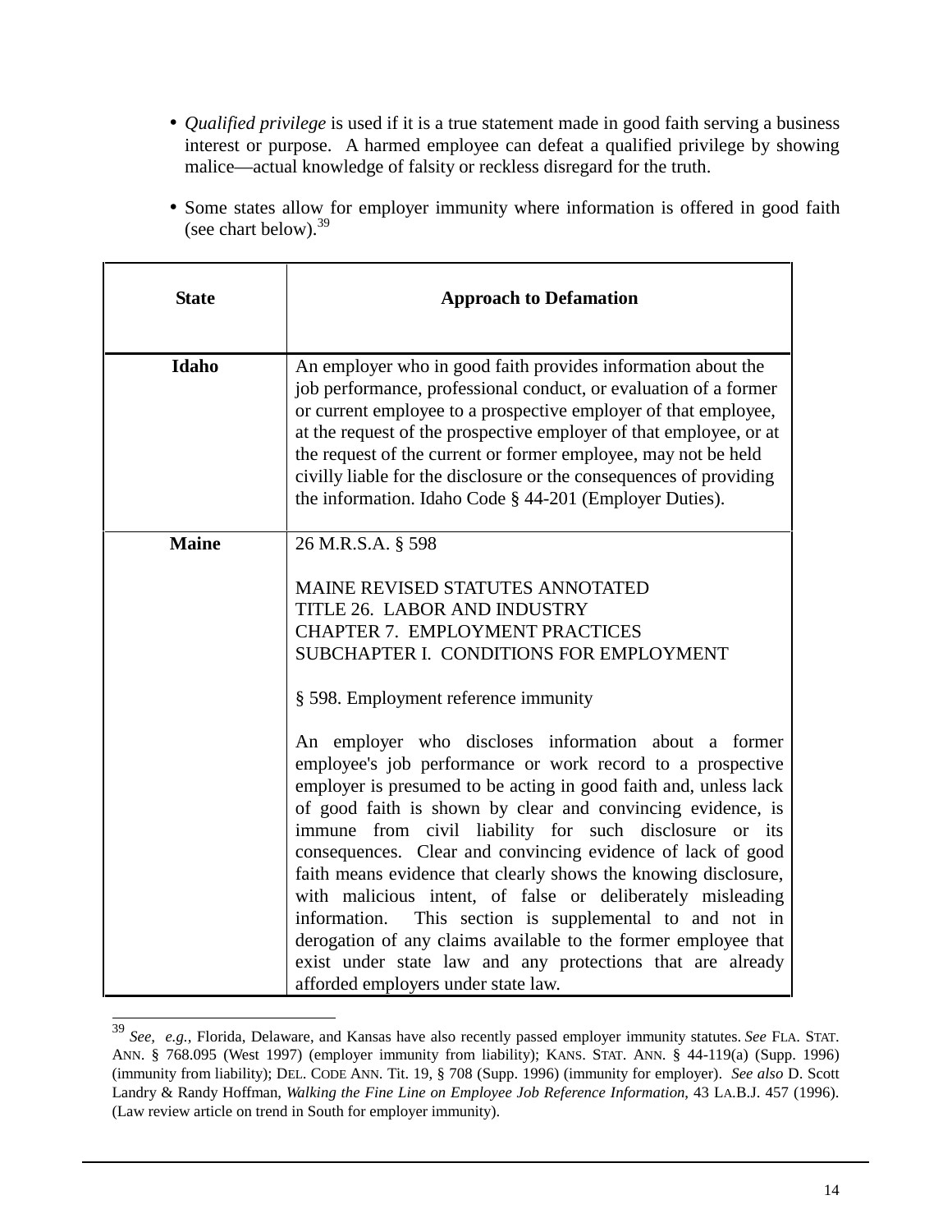- *Qualified privilege* is used if it is a true statement made in good faith serving a business interest or purpose. A harmed employee can defeat a qualified privilege by showing malice—actual knowledge of falsity or reckless disregard for the truth.

- Some states allow for employer immunity where information is offered in good faith (see chart below).[39]

| **State** | **Approach to Defamation** |
|---|---|
| **Idaho** | An employer who in good faith provides information about the job performance, professional conduct, or evaluation of a former or current employee to a prospective employer of that employee, at the request of the prospective employer of that employee, or at the request of the current or former employee, may not be held civilly liable for the disclosure or the consequences of providing the information. Idaho Code § 44-201 (Employer Duties). |
| **Maine** | 26 M.R.S.A. § 598<br><br>MAINE REVISED STATUTES ANNOTATED<br>TITLE 26. LABOR AND INDUSTRY<br>CHAPTER 7. EMPLOYMENT PRACTICES<br>SUBCHAPTER I. CONDITIONS FOR EMPLOYMENT<br><br>§ 598. Employment reference immunity<br><br>An employer who discloses information about a former employee's job performance or work record to a prospective employer is presumed to be acting in good faith and, unless lack of good faith is shown by clear and convincing evidence, is immune from civil liability for such disclosure or its consequences. Clear and convincing evidence of lack of good faith means evidence that clearly shows the knowing disclosure, with malicious intent, of false or deliberately misleading information. This section is supplemental to and not in derogation of any claims available to the former employee that exist under state law and any protections that are already afforded employers under state law. |

[39] *See, e.g.,* Florida, Delaware, and Kansas have also recently passed employer immunity statutes. *See* FLA. STAT. ANN. § 768.095 (West 1997) (employer immunity from liability); KANS. STAT. ANN. § 44-119(a) (Supp. 1996) (immunity from liability); DEL. CODE ANN. Tit. 19, § 708 (Supp. 1996) (immunity for employer). *See also* D. Scott Landry & Randy Hoffman, *Walking the Fine Line on Employee Job Reference Information*, 43 LA.B.J. 457 (1996). (Law review article on trend in South for employer immunity).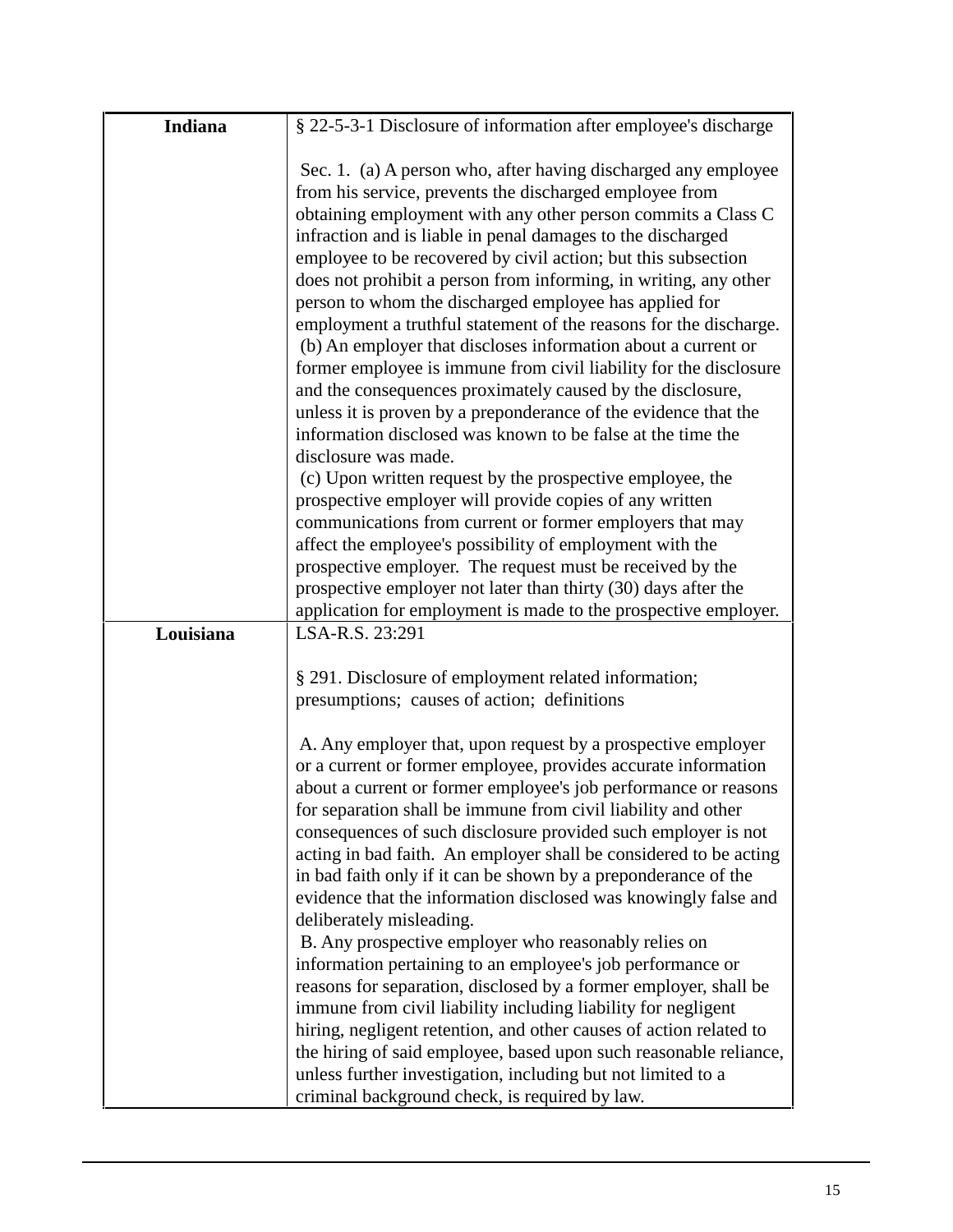| **Indiana** | § 22-5-3-1 Disclosure of information after employee's discharge<br><br>Sec. 1. (a) A person who, after having discharged any employee from his service, prevents the discharged employee from obtaining employment with any other person commits a Class C infraction and is liable in penal damages to the discharged employee to be recovered by civil action; but this subsection does not prohibit a person from informing, in writing, any other person to whom the discharged employee has applied for employment a truthful statement of the reasons for the discharge.<br>(b) An employer that discloses information about a current or former employee is immune from civil liability for the disclosure and the consequences proximately caused by the disclosure, unless it is proven by a preponderance of the evidence that the information disclosed was known to be false at the time the disclosure was made.<br>(c) Upon written request by the prospective employee, the prospective employer will provide copies of any written communications from current or former employers that may affect the employee's possibility of employment with the prospective employer. The request must be received by the prospective employer not later than thirty (30) days after the application for employment is made to the prospective employer. |
|---|---|
| **Louisiana** | LSA-R.S. 23:291<br><br>§ 291. Disclosure of employment related information; presumptions; causes of action; definitions<br><br>A. Any employer that, upon request by a prospective employer or a current or former employee, provides accurate information about a current or former employee's job performance or reasons for separation shall be immune from civil liability and other consequences of such disclosure provided such employer is not acting in bad faith. An employer shall be considered to be acting in bad faith only if it can be shown by a preponderance of the evidence that the information disclosed was knowingly false and deliberately misleading.<br>B. Any prospective employer who reasonably relies on information pertaining to an employee's job performance or reasons for separation, disclosed by a former employer, shall be immune from civil liability including liability for negligent hiring, negligent retention, and other causes of action related to the hiring of said employee, based upon such reasonable reliance, unless further investigation, including but not limited to a criminal background check, is required by law. |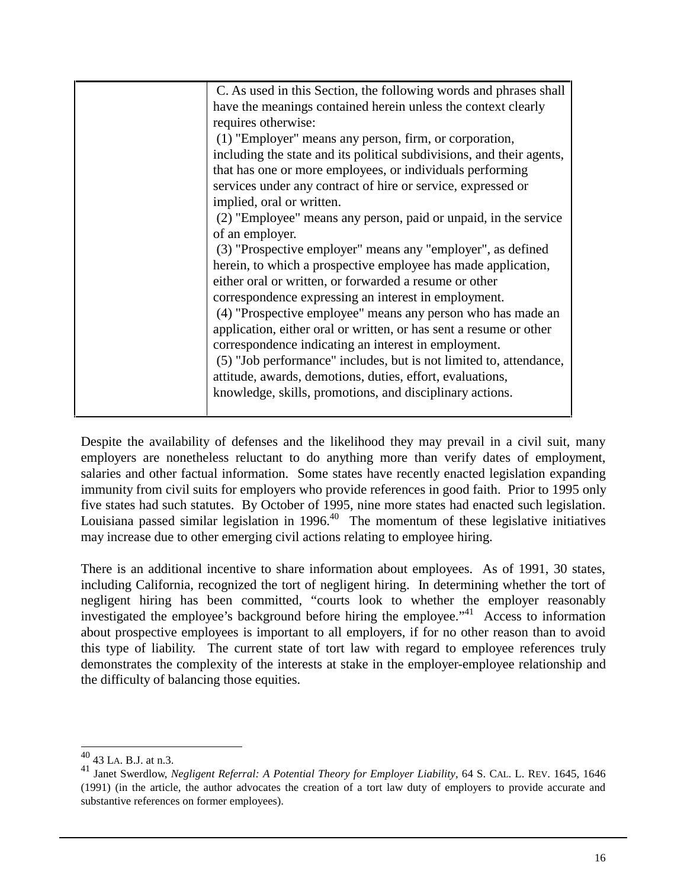| | C. As used in this Section, the following words and phrases shall have the meanings contained herein unless the context clearly requires otherwise:<br>(1) "Employer" means any person, firm, or corporation, including the state and its political subdivisions, and their agents, that has one or more employees, or individuals performing services under any contract of hire or service, expressed or implied, oral or written.<br>(2) "Employee" means any person, paid or unpaid, in the service of an employer.<br>(3) "Prospective employer" means any "employer", as defined herein, to which a prospective employee has made application, either oral or written, or forwarded a resume or other correspondence expressing an interest in employment.<br>(4) "Prospective employee" means any person who has made an application, either oral or written, or has sent a resume or other correspondence indicating an interest in employment.<br>(5) "Job performance" includes, but is not limited to, attendance, attitude, awards, demotions, duties, effort, evaluations, knowledge, skills, promotions, and disciplinary actions. |
|---|---|

Despite the availability of defenses and the likelihood they may prevail in a civil suit, many employers are nonetheless reluctant to do anything more than verify dates of employment, salaries and other factual information. Some states have recently enacted legislation expanding immunity from civil suits for employers who provide references in good faith. Prior to 1995 only five states had such statutes. By October of 1995, nine more states had enacted such legislation. Louisiana passed similar legislation in 1996.[40] The momentum of these legislative initiatives may increase due to other emerging civil actions relating to employee hiring.

There is an additional incentive to share information about employees. As of 1991, 30 states, including California, recognized the tort of negligent hiring. In determining whether the tort of negligent hiring has been committed, "courts look to whether the employer reasonably investigated the employee's background before hiring the employee."[41] Access to information about prospective employees is important to all employers, if for no other reason than to avoid this type of liability. The current state of tort law with regard to employee references truly demonstrates the complexity of the interests at stake in the employer-employee relationship and the difficulty of balancing those equities.

---

[40] 43 LA. B.J. at n.3.

[41] Janet Swerdlow, *Negligent Referral: A Potential Theory for Employer Liability*, 64 S. CAL. L. REV. 1645, 1646 (1991) (in the article, the author advocates the creation of a tort law duty of employers to provide accurate and substantive references on former employees).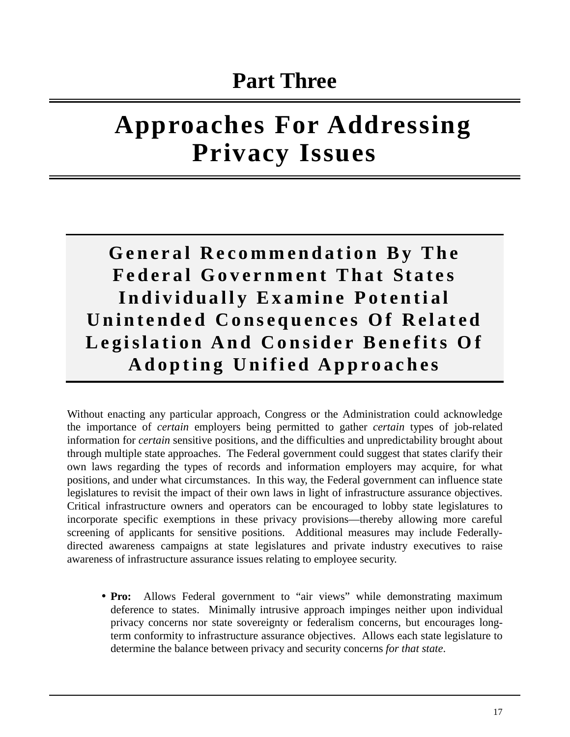# Part Three

## Approaches For Addressing Privacy Issues

### General Recommendation By The Federal Government That States Individually Examine Potential Unintended Consequences Of Related Legislation And Consider Benefits Of Adopting Unified Approaches

Without enacting any particular approach, Congress or the Administration could acknowledge the importance of *certain* employers being permitted to gather *certain* types of job-related information for *certain* sensitive positions, and the difficulties and unpredictability brought about through multiple state approaches. The Federal government could suggest that states clarify their own laws regarding the types of records and information employers may acquire, for what positions, and under what circumstances. In this way, the Federal government can influence state legislatures to revisit the impact of their own laws in light of infrastructure assurance objectives. Critical infrastructure owners and operators can be encouraged to lobby state legislatures to incorporate specific exemptions in these privacy provisions—thereby allowing more careful screening of applicants for sensitive positions. Additional measures may include Federally-directed awareness campaigns at state legislatures and private industry executives to raise awareness of infrastructure assurance issues relating to employee security.

- **Pro:** Allows Federal government to "air views" while demonstrating maximum deference to states. Minimally intrusive approach impinges neither upon individual privacy concerns nor state sovereignty or federalism concerns, but encourages long-term conformity to infrastructure assurance objectives. Allows each state legislature to determine the balance between privacy and security concerns *for that state*.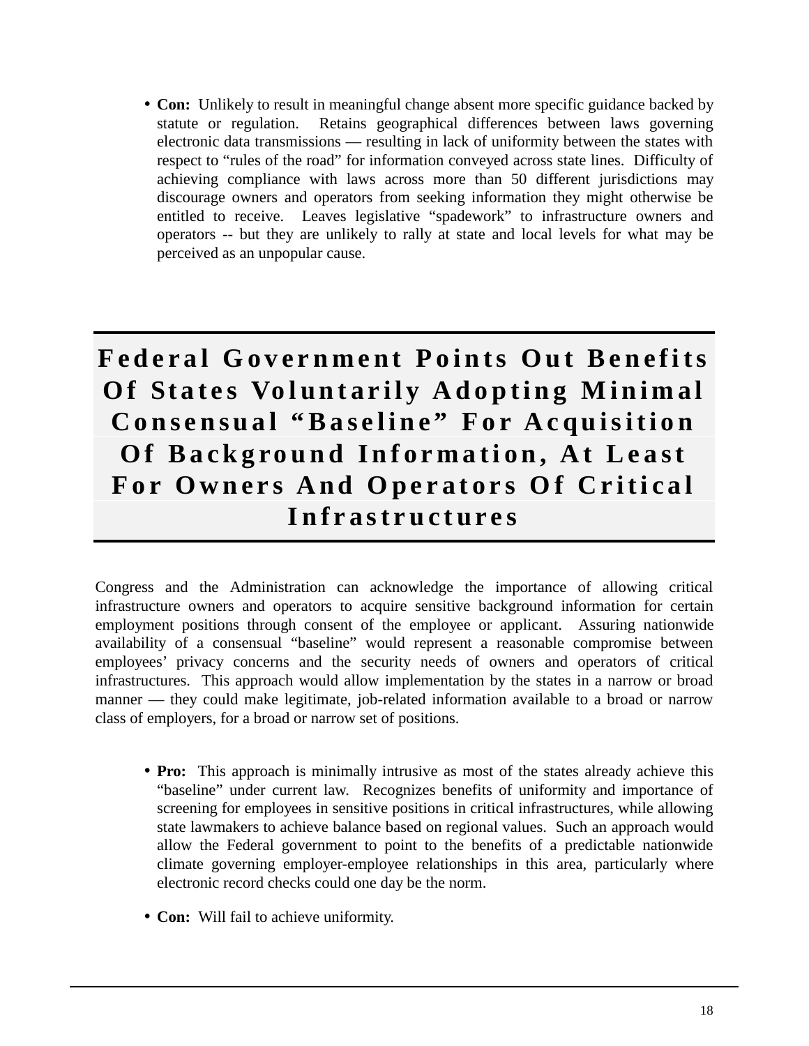- **Con:** Unlikely to result in meaningful change absent more specific guidance backed by statute or regulation. Retains geographical differences between laws governing electronic data transmissions — resulting in lack of uniformity between the states with respect to "rules of the road" for information conveyed across state lines. Difficulty of achieving compliance with laws across more than 50 different jurisdictions may discourage owners and operators from seeking information they might otherwise be entitled to receive. Leaves legislative "spadework" to infrastructure owners and operators -- but they are unlikely to rally at state and local levels for what may be perceived as an unpopular cause.

## Federal Government Points Out Benefits Of States Voluntarily Adopting Minimal Consensual "Baseline" For Acquisition Of Background Information, At Least For Owners And Operators Of Critical Infrastructures

Congress and the Administration can acknowledge the importance of allowing critical infrastructure owners and operators to acquire sensitive background information for certain employment positions through consent of the employee or applicant. Assuring nationwide availability of a consensual "baseline" would represent a reasonable compromise between employees' privacy concerns and the security needs of owners and operators of critical infrastructures. This approach would allow implementation by the states in a narrow or broad manner — they could make legitimate, job-related information available to a broad or narrow class of employers, for a broad or narrow set of positions.

- **Pro:** This approach is minimally intrusive as most of the states already achieve this "baseline" under current law. Recognizes benefits of uniformity and importance of screening for employees in sensitive positions in critical infrastructures, while allowing state lawmakers to achieve balance based on regional values. Such an approach would allow the Federal government to point to the benefits of a predictable nationwide climate governing employer-employee relationships in this area, particularly where electronic record checks could one day be the norm.

- **Con:** Will fail to achieve uniformity.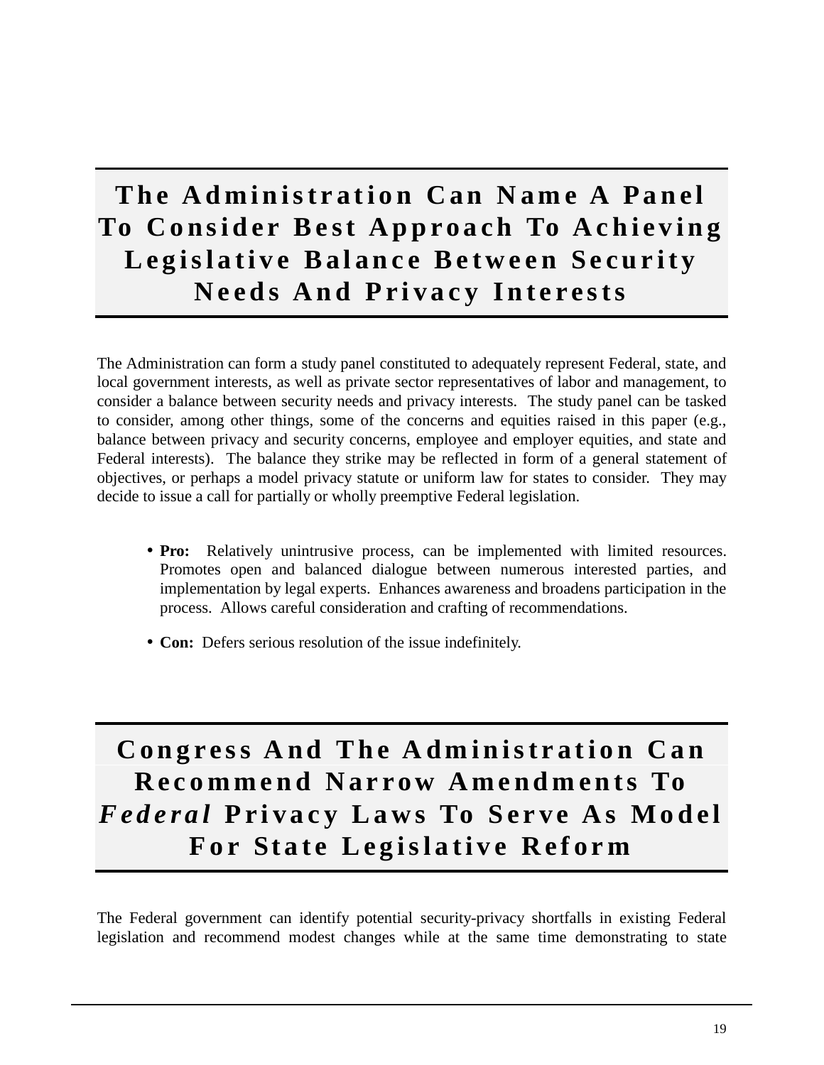## The Administration Can Name A Panel To Consider Best Approach To Achieving Legislative Balance Between Security Needs And Privacy Interests

The Administration can form a study panel constituted to adequately represent Federal, state, and local government interests, as well as private sector representatives of labor and management, to consider a balance between security needs and privacy interests. The study panel can be tasked to consider, among other things, some of the concerns and equities raised in this paper (e.g., balance between privacy and security concerns, employee and employer equities, and state and Federal interests). The balance they strike may be reflected in form of a general statement of objectives, or perhaps a model privacy statute or uniform law for states to consider. They may decide to issue a call for partially or wholly preemptive Federal legislation.

- **Pro:** Relatively unintrusive process, can be implemented with limited resources. Promotes open and balanced dialogue between numerous interested parties, and implementation by legal experts. Enhances awareness and broadens participation in the process. Allows careful consideration and crafting of recommendations.
- **Con:** Defers serious resolution of the issue indefinitely.

## Congress And The Administration Can Recommend Narrow Amendments To *Federal* Privacy Laws To Serve As Model For State Legislative Reform

The Federal government can identify potential security-privacy shortfalls in existing Federal legislation and recommend modest changes while at the same time demonstrating to state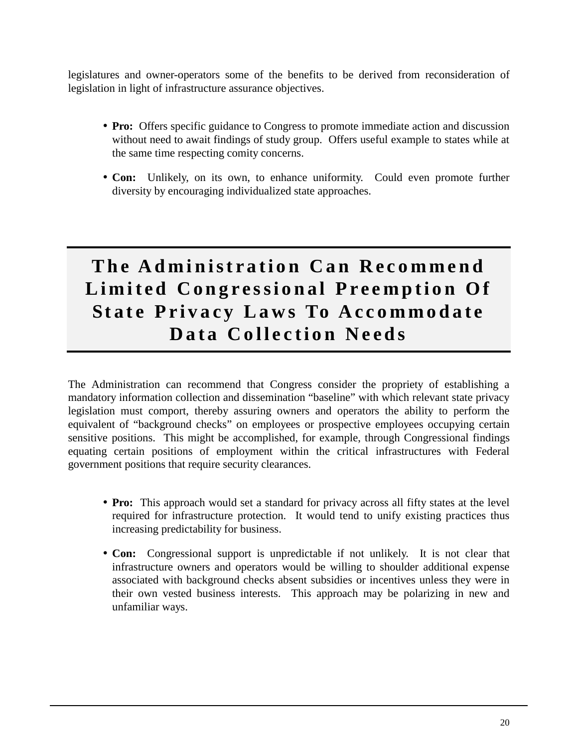legislatures and owner-operators some of the benefits to be derived from reconsideration of legislation in light of infrastructure assurance objectives.

- **Pro:** Offers specific guidance to Congress to promote immediate action and discussion without need to await findings of study group. Offers useful example to states while at the same time respecting comity concerns.
- **Con:** Unlikely, on its own, to enhance uniformity. Could even promote further diversity by encouraging individualized state approaches.

## The Administration Can Recommend Limited Congressional Preemption Of State Privacy Laws To Accommodate Data Collection Needs

The Administration can recommend that Congress consider the propriety of establishing a mandatory information collection and dissemination "baseline" with which relevant state privacy legislation must comport, thereby assuring owners and operators the ability to perform the equivalent of "background checks" on employees or prospective employees occupying certain sensitive positions. This might be accomplished, for example, through Congressional findings equating certain positions of employment within the critical infrastructures with Federal government positions that require security clearances.

- **Pro:** This approach would set a standard for privacy across all fifty states at the level required for infrastructure protection. It would tend to unify existing practices thus increasing predictability for business.
- **Con:** Congressional support is unpredictable if not unlikely. It is not clear that infrastructure owners and operators would be willing to shoulder additional expense associated with background checks absent subsidies or incentives unless they were in their own vested business interests. This approach may be polarizing in new and unfamiliar ways.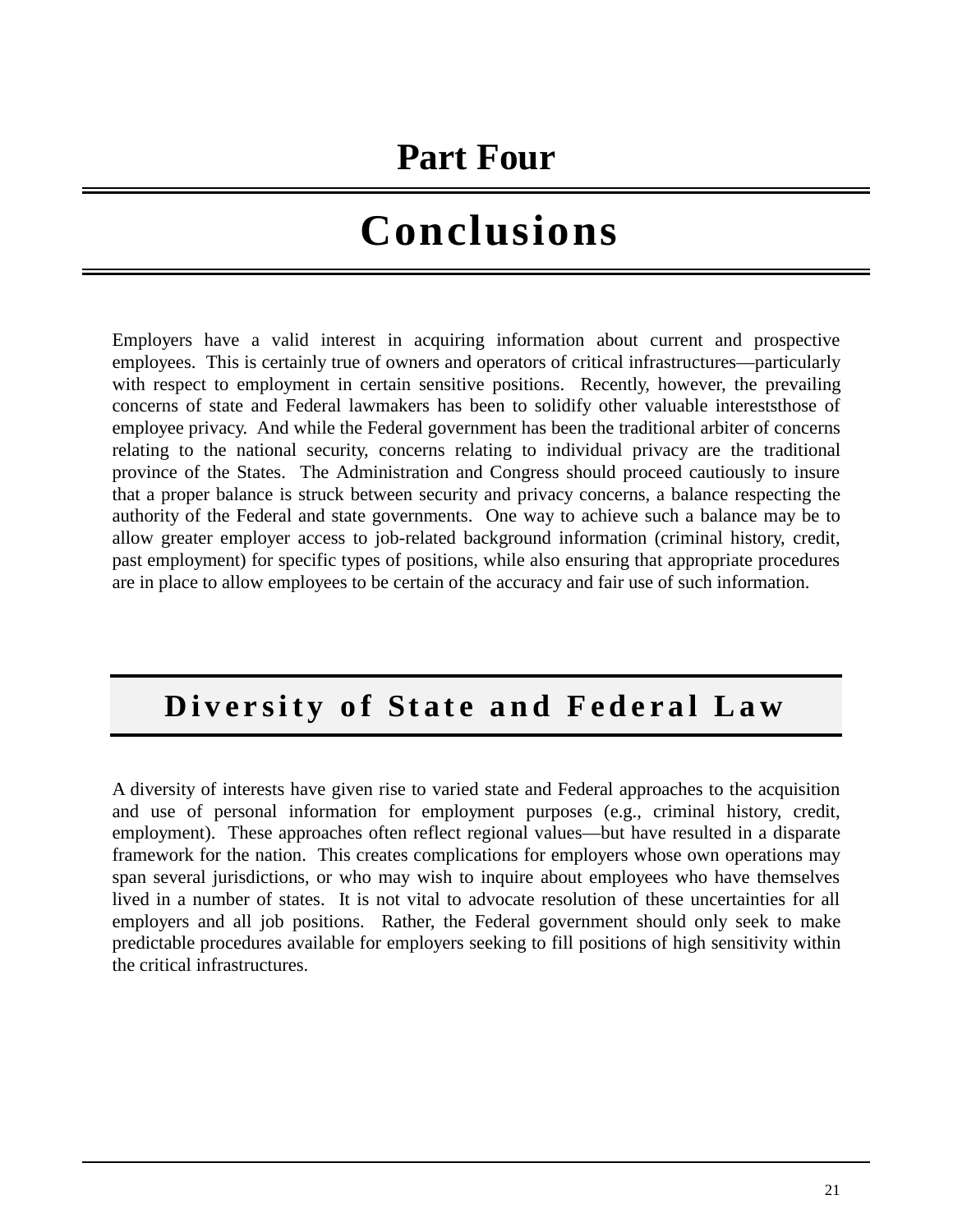# Part Four

# Conclusions

Employers have a valid interest in acquiring information about current and prospective employees. This is certainly true of owners and operators of critical infrastructures—particularly with respect to employment in certain sensitive positions. Recently, however, the prevailing concerns of state and Federal lawmakers has been to solidify other valuable intereststhose of employee privacy. And while the Federal government has been the traditional arbiter of concerns relating to the national security, concerns relating to individual privacy are the traditional province of the States. The Administration and Congress should proceed cautiously to insure that a proper balance is struck between security and privacy concerns, a balance respecting the authority of the Federal and state governments. One way to achieve such a balance may be to allow greater employer access to job-related background information (criminal history, credit, past employment) for specific types of positions, while also ensuring that appropriate procedures are in place to allow employees to be certain of the accuracy and fair use of such information.

## Diversity of State and Federal Law

A diversity of interests have given rise to varied state and Federal approaches to the acquisition and use of personal information for employment purposes (e.g., criminal history, credit, employment). These approaches often reflect regional values—but have resulted in a disparate framework for the nation. This creates complications for employers whose own operations may span several jurisdictions, or who may wish to inquire about employees who have themselves lived in a number of states. It is not vital to advocate resolution of these uncertainties for all employers and all job positions. Rather, the Federal government should only seek to make predictable procedures available for employers seeking to fill positions of high sensitivity within the critical infrastructures.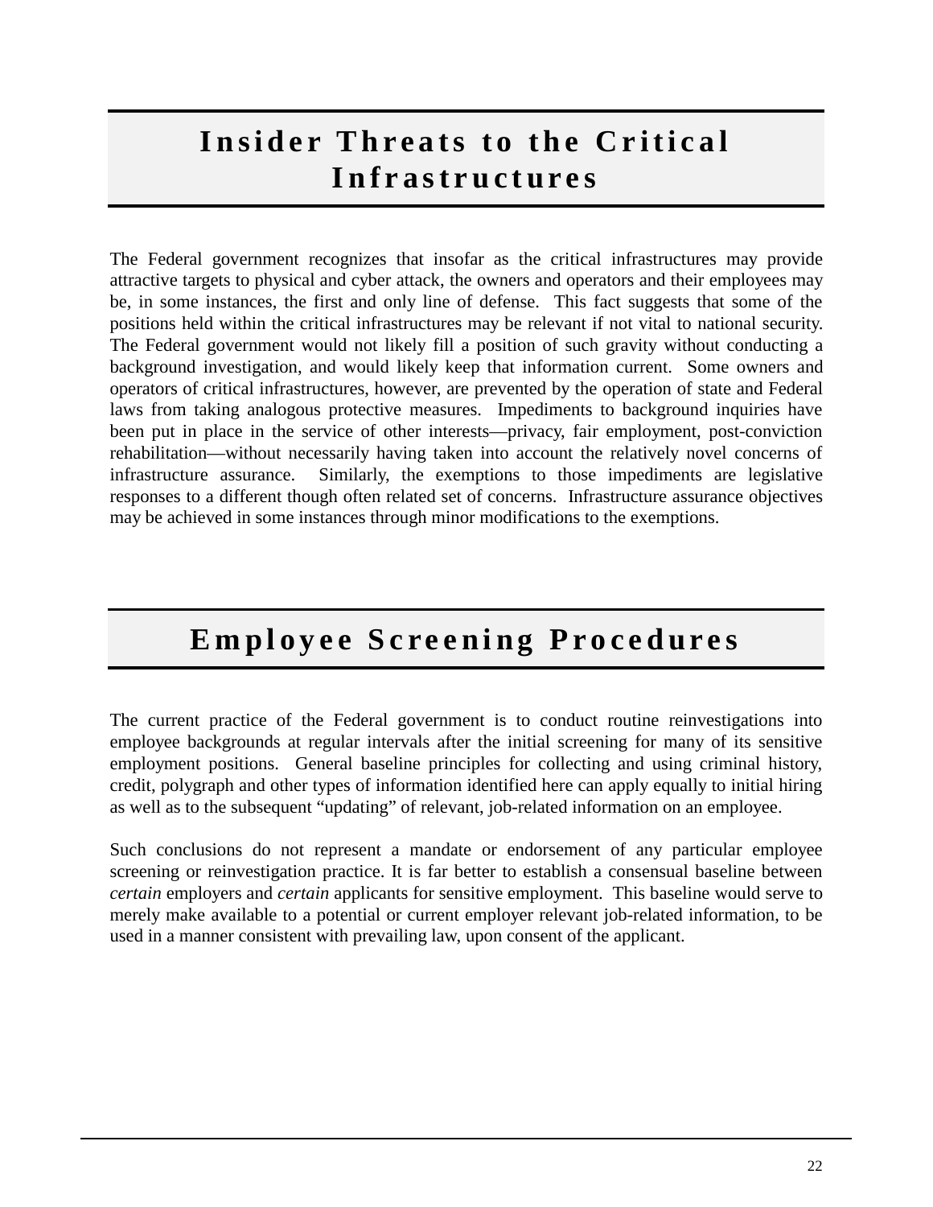## Insider Threats to the Critical Infrastructures

The Federal government recognizes that insofar as the critical infrastructures may provide attractive targets to physical and cyber attack, the owners and operators and their employees may be, in some instances, the first and only line of defense. This fact suggests that some of the positions held within the critical infrastructures may be relevant if not vital to national security. The Federal government would not likely fill a position of such gravity without conducting a background investigation, and would likely keep that information current. Some owners and operators of critical infrastructures, however, are prevented by the operation of state and Federal laws from taking analogous protective measures. Impediments to background inquiries have been put in place in the service of other interests—privacy, fair employment, post-conviction rehabilitation—without necessarily having taken into account the relatively novel concerns of infrastructure assurance. Similarly, the exemptions to those impediments are legislative responses to a different though often related set of concerns. Infrastructure assurance objectives may be achieved in some instances through minor modifications to the exemptions.

## Employee Screening Procedures

The current practice of the Federal government is to conduct routine reinvestigations into employee backgrounds at regular intervals after the initial screening for many of its sensitive employment positions. General baseline principles for collecting and using criminal history, credit, polygraph and other types of information identified here can apply equally to initial hiring as well as to the subsequent "updating" of relevant, job-related information on an employee.

Such conclusions do not represent a mandate or endorsement of any particular employee screening or reinvestigation practice. It is far better to establish a consensual baseline between *certain* employers and *certain* applicants for sensitive employment. This baseline would serve to merely make available to a potential or current employer relevant job-related information, to be used in a manner consistent with prevailing law, upon consent of the applicant.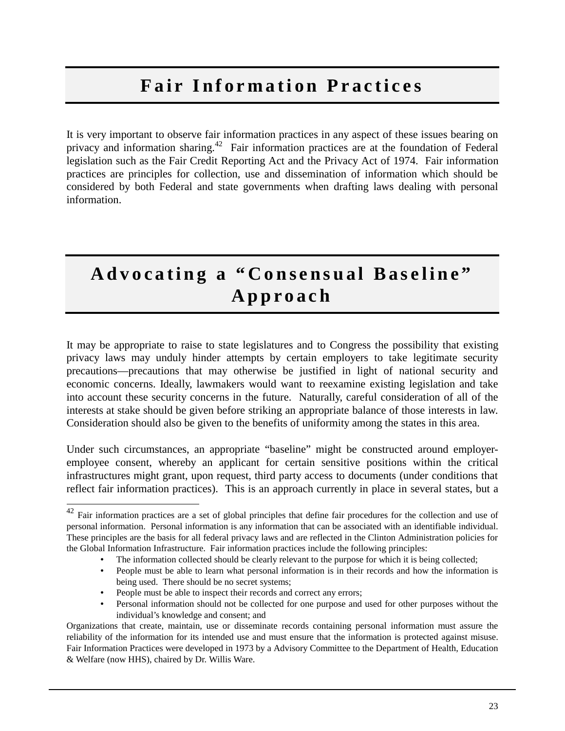# Fair Information Practices

It is very important to observe fair information practices in any aspect of these issues bearing on privacy and information sharing.[42] Fair information practices are at the foundation of Federal legislation such as the Fair Credit Reporting Act and the Privacy Act of 1974. Fair information practices are principles for collection, use and dissemination of information which should be considered by both Federal and state governments when drafting laws dealing with personal information.

# Advocating a "Consensual Baseline" Approach

It may be appropriate to raise to state legislatures and to Congress the possibility that existing privacy laws may unduly hinder attempts by certain employers to take legitimate security precautions—precautions that may otherwise be justified in light of national security and economic concerns. Ideally, lawmakers would want to reexamine existing legislation and take into account these security concerns in the future. Naturally, careful consideration of all of the interests at stake should be given before striking an appropriate balance of those interests in law. Consideration should also be given to the benefits of uniformity among the states in this area.

Under such circumstances, an appropriate "baseline" might be constructed around employer-employee consent, whereby an applicant for certain sensitive positions within the critical infrastructures might grant, upon request, third party access to documents (under conditions that reflect fair information practices). This is an approach currently in place in several states, but a

---

[42] Fair information practices are a set of global principles that define fair procedures for the collection and use of personal information. Personal information is any information that can be associated with an identifiable individual. These principles are the basis for all federal privacy laws and are reflected in the Clinton Administration policies for the Global Information Infrastructure. Fair information practices include the following principles:

- The information collected should be clearly relevant to the purpose for which it is being collected;
- People must be able to learn what personal information is in their records and how the information is being used. There should be no secret systems;
- People must be able to inspect their records and correct any errors;
- Personal information should not be collected for one purpose and used for other purposes without the individual's knowledge and consent; and

Organizations that create, maintain, use or disseminate records containing personal information must assure the reliability of the information for its intended use and must ensure that the information is protected against misuse. Fair Information Practices were developed in 1973 by a Advisory Committee to the Department of Health, Education & Welfare (now HHS), chaired by Dr. Willis Ware.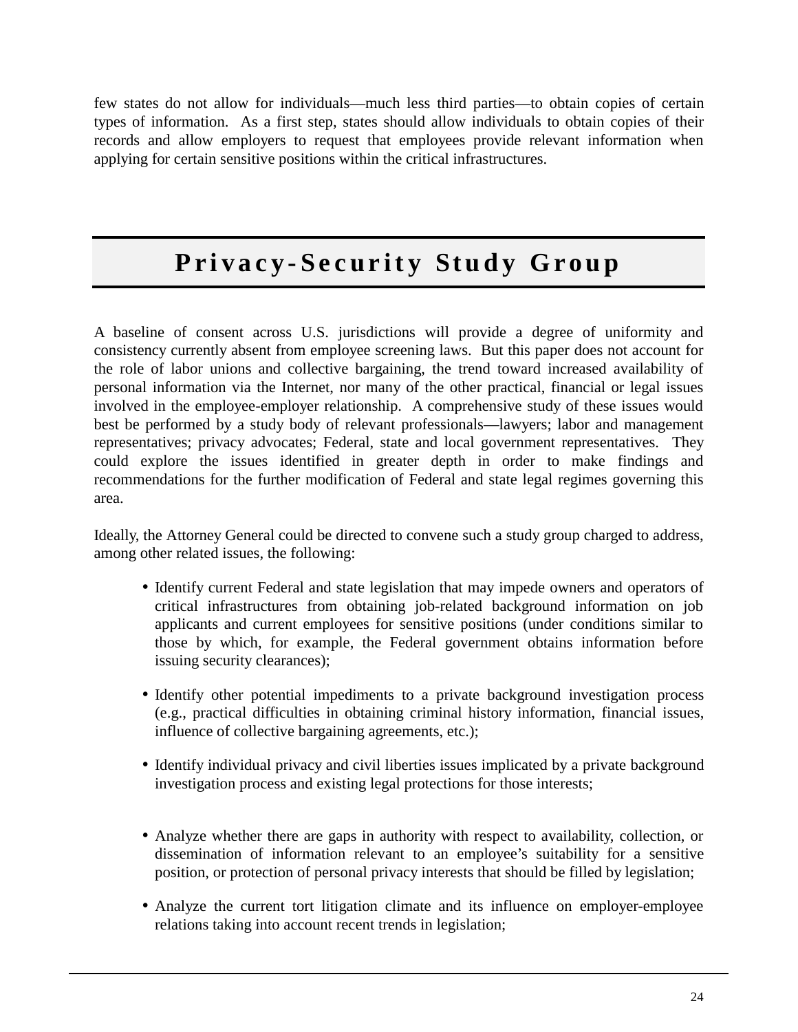few states do not allow for individuals—much less third parties—to obtain copies of certain types of information. As a first step, states should allow individuals to obtain copies of their records and allow employers to request that employees provide relevant information when applying for certain sensitive positions within the critical infrastructures.

## Privacy-Security Study Group

A baseline of consent across U.S. jurisdictions will provide a degree of uniformity and consistency currently absent from employee screening laws. But this paper does not account for the role of labor unions and collective bargaining, the trend toward increased availability of personal information via the Internet, nor many of the other practical, financial or legal issues involved in the employee-employer relationship. A comprehensive study of these issues would best be performed by a study body of relevant professionals—lawyers; labor and management representatives; privacy advocates; Federal, state and local government representatives. They could explore the issues identified in greater depth in order to make findings and recommendations for the further modification of Federal and state legal regimes governing this area.

Ideally, the Attorney General could be directed to convene such a study group charged to address, among other related issues, the following:

- Identify current Federal and state legislation that may impede owners and operators of critical infrastructures from obtaining job-related background information on job applicants and current employees for sensitive positions (under conditions similar to those by which, for example, the Federal government obtains information before issuing security clearances);

- Identify other potential impediments to a private background investigation process (e.g., practical difficulties in obtaining criminal history information, financial issues, influence of collective bargaining agreements, etc.);

- Identify individual privacy and civil liberties issues implicated by a private background investigation process and existing legal protections for those interests;

- Analyze whether there are gaps in authority with respect to availability, collection, or dissemination of information relevant to an employee's suitability for a sensitive position, or protection of personal privacy interests that should be filled by legislation;

- Analyze the current tort litigation climate and its influence on employer-employee relations taking into account recent trends in legislation;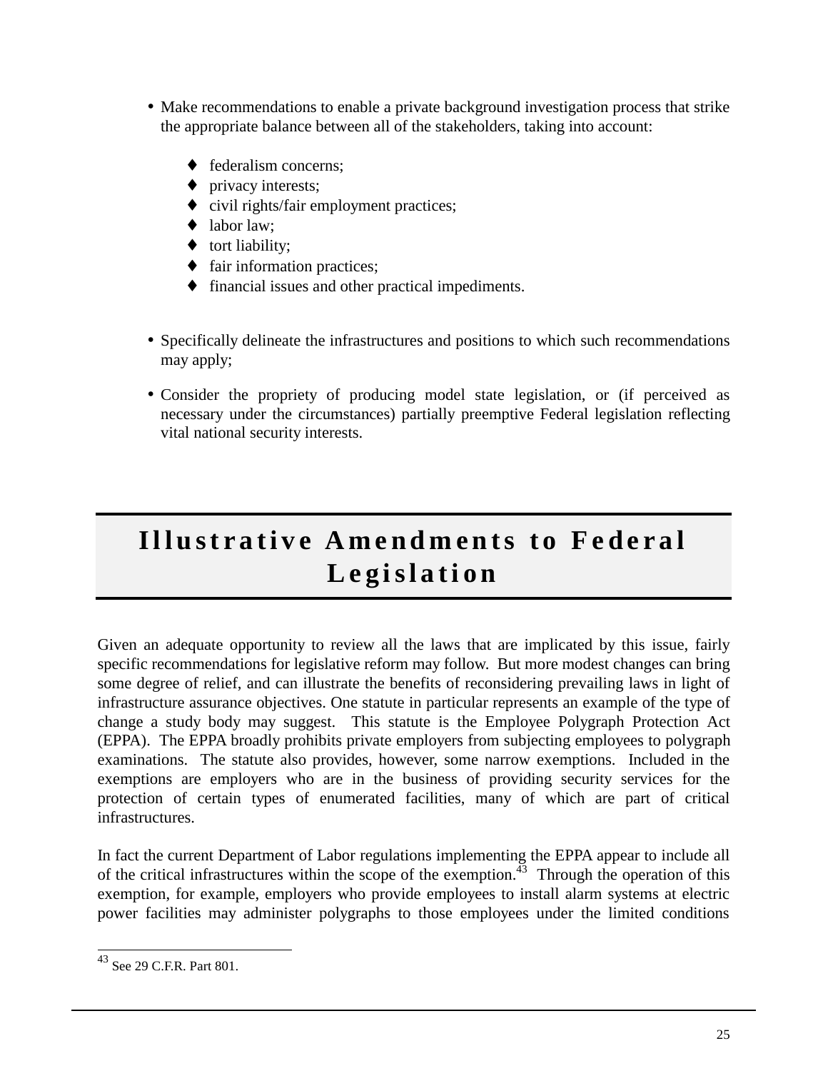- Make recommendations to enable a private background investigation process that strike the appropriate balance between all of the stakeholders, taking into account:
  - federalism concerns;
  - privacy interests;
  - civil rights/fair employment practices;
  - labor law;
  - tort liability;
  - fair information practices;
  - financial issues and other practical impediments.

- Specifically delineate the infrastructures and positions to which such recommendations may apply;
- Consider the propriety of producing model state legislation, or (if perceived as necessary under the circumstances) partially preemptive Federal legislation reflecting vital national security interests.

## Illustrative Amendments to Federal Legislation

Given an adequate opportunity to review all the laws that are implicated by this issue, fairly specific recommendations for legislative reform may follow. But more modest changes can bring some degree of relief, and can illustrate the benefits of reconsidering prevailing laws in light of infrastructure assurance objectives. One statute in particular represents an example of the type of change a study body may suggest. This statute is the Employee Polygraph Protection Act (EPPA). The EPPA broadly prohibits private employers from subjecting employees to polygraph examinations. The statute also provides, however, some narrow exemptions. Included in the exemptions are employers who are in the business of providing security services for the protection of certain types of enumerated facilities, many of which are part of critical infrastructures.

In fact the current Department of Labor regulations implementing the EPPA appear to include all of the critical infrastructures within the scope of the exemption.[43] Through the operation of this exemption, for example, employers who provide employees to install alarm systems at electric power facilities may administer polygraphs to those employees under the limited conditions

[43] See 29 C.F.R. Part 801.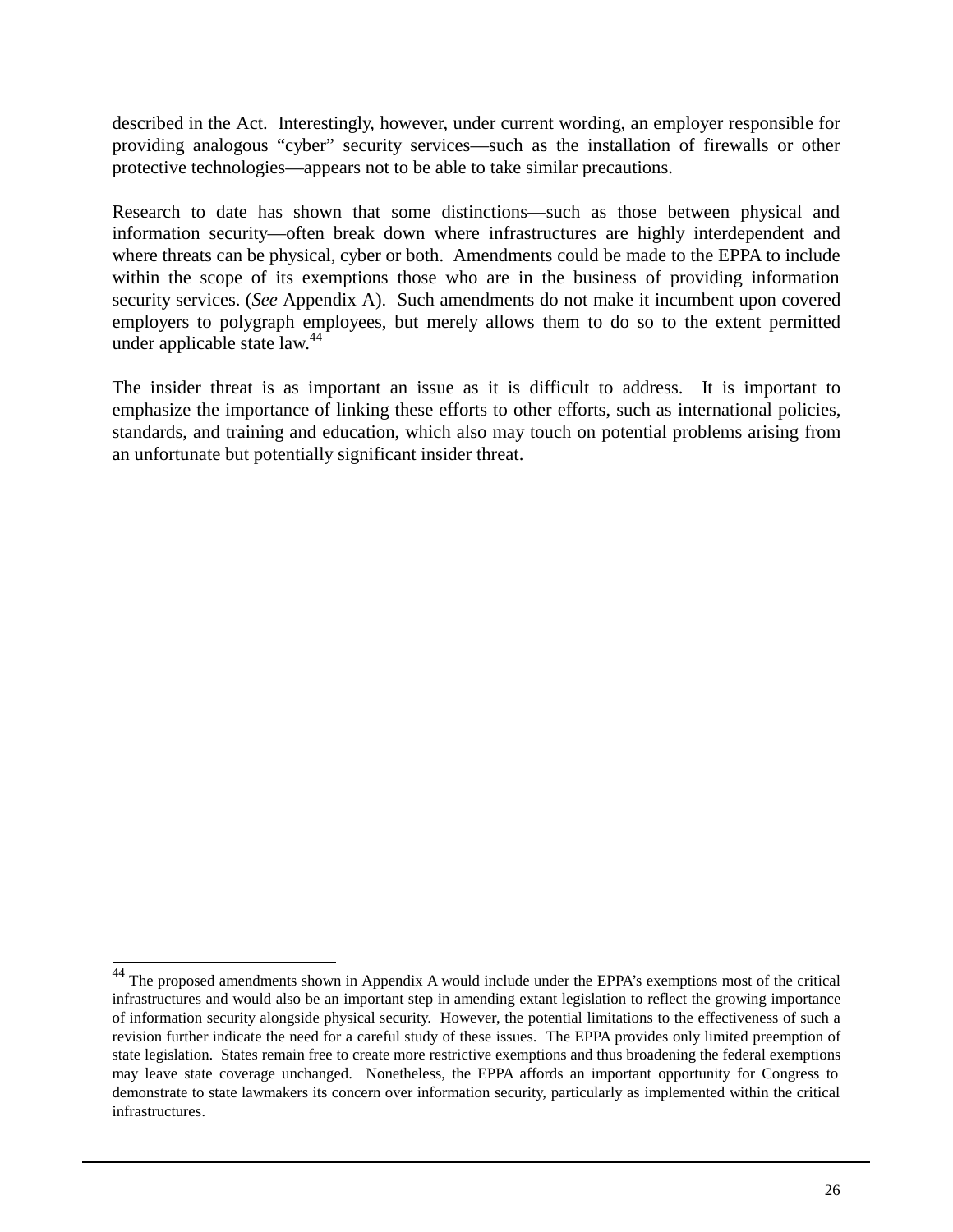described in the Act. Interestingly, however, under current wording, an employer responsible for providing analogous "cyber" security services—such as the installation of firewalls or other protective technologies—appears not to be able to take similar precautions.

Research to date has shown that some distinctions—such as those between physical and information security—often break down where infrastructures are highly interdependent and where threats can be physical, cyber or both. Amendments could be made to the EPPA to include within the scope of its exemptions those who are in the business of providing information security services. (*See* Appendix A). Such amendments do not make it incumbent upon covered employers to polygraph employees, but merely allows them to do so to the extent permitted under applicable state law.[44]

The insider threat is as important an issue as it is difficult to address. It is important to emphasize the importance of linking these efforts to other efforts, such as international policies, standards, and training and education, which also may touch on potential problems arising from an unfortunate but potentially significant insider threat.

---

[44] The proposed amendments shown in Appendix A would include under the EPPA's exemptions most of the critical infrastructures and would also be an important step in amending extant legislation to reflect the growing importance of information security alongside physical security. However, the potential limitations to the effectiveness of such a revision further indicate the need for a careful study of these issues. The EPPA provides only limited preemption of state legislation. States remain free to create more restrictive exemptions and thus broadening the federal exemptions may leave state coverage unchanged. Nonetheless, the EPPA affords an important opportunity for Congress to demonstrate to state lawmakers its concern over information security, particularly as implemented within the critical infrastructures.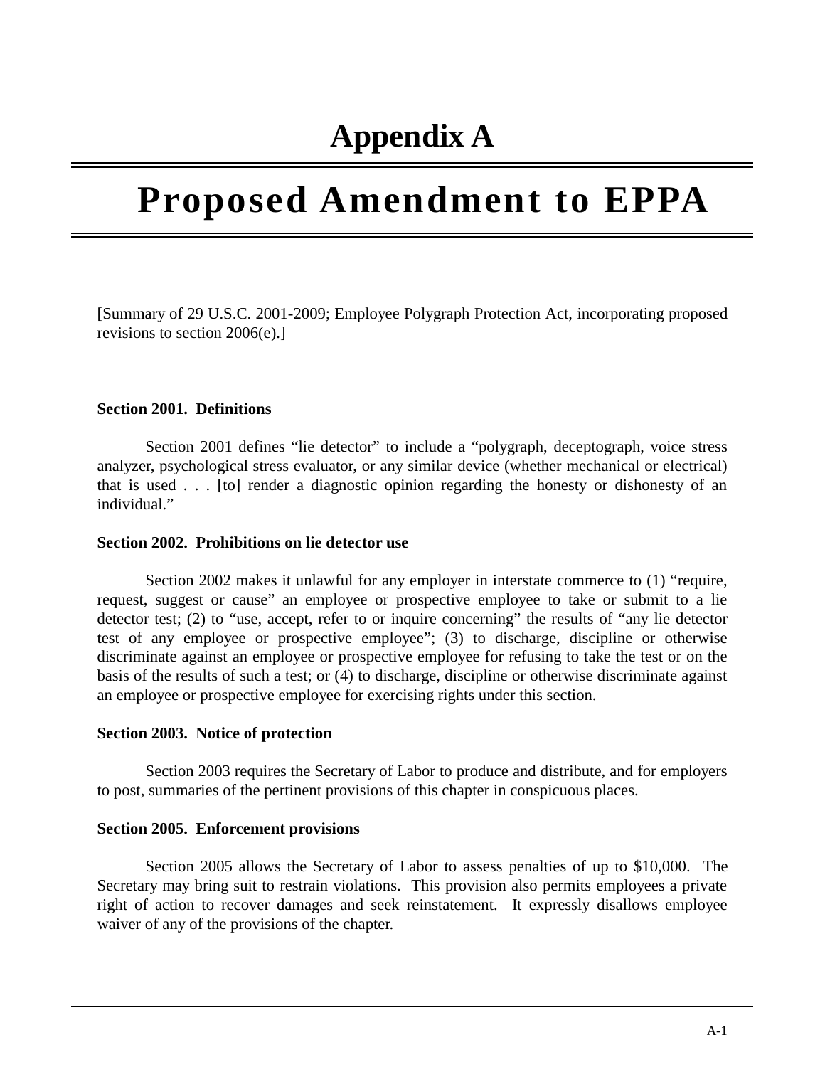# Appendix A

# Proposed Amendment to EPPA

[Summary of 29 U.S.C. 2001-2009; Employee Polygraph Protection Act, incorporating proposed revisions to section 2006(e).]

**Section 2001. Definitions**

Section 2001 defines "lie detector" to include a "polygraph, deceptograph, voice stress analyzer, psychological stress evaluator, or any similar device (whether mechanical or electrical) that is used . . . [to] render a diagnostic opinion regarding the honesty or dishonesty of an individual."

**Section 2002. Prohibitions on lie detector use**

Section 2002 makes it unlawful for any employer in interstate commerce to (1) "require, request, suggest or cause" an employee or prospective employee to take or submit to a lie detector test; (2) to "use, accept, refer to or inquire concerning" the results of "any lie detector test of any employee or prospective employee"; (3) to discharge, discipline or otherwise discriminate against an employee or prospective employee for refusing to take the test or on the basis of the results of such a test; or (4) to discharge, discipline or otherwise discriminate against an employee or prospective employee for exercising rights under this section.

**Section 2003. Notice of protection**

Section 2003 requires the Secretary of Labor to produce and distribute, and for employers to post, summaries of the pertinent provisions of this chapter in conspicuous places.

**Section 2005. Enforcement provisions**

Section 2005 allows the Secretary of Labor to assess penalties of up to $10,000. The Secretary may bring suit to restrain violations. This provision also permits employees a private right of action to recover damages and seek reinstatement. It expressly disallows employee waiver of any of the provisions of the chapter.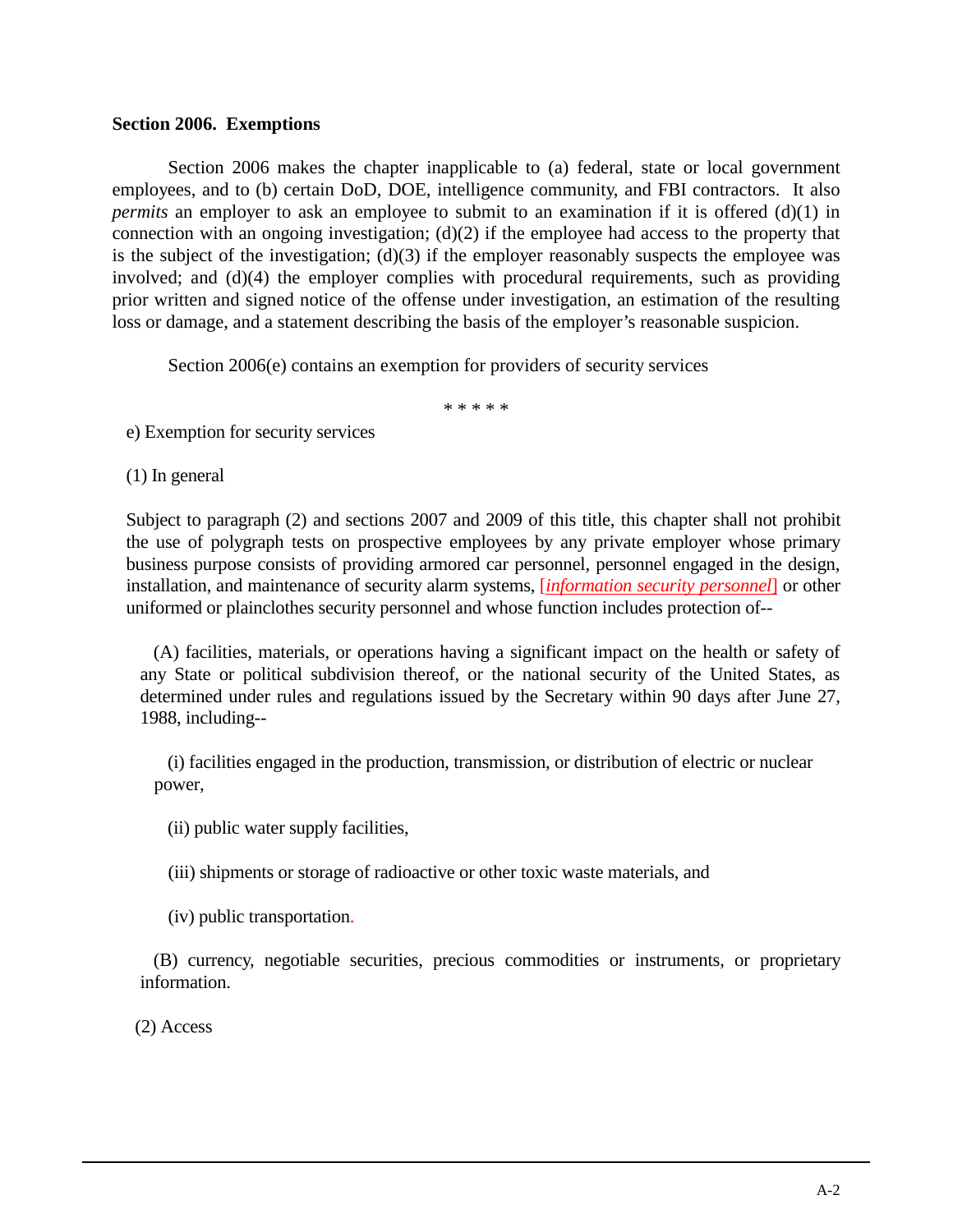**Section 2006. Exemptions**

Section 2006 makes the chapter inapplicable to (a) federal, state or local government employees, and to (b) certain DoD, DOE, intelligence community, and FBI contractors. It also *permits* an employer to ask an employee to submit to an examination if it is offered (d)(1) in connection with an ongoing investigation; (d)(2) if the employee had access to the property that is the subject of the investigation; (d)(3) if the employer reasonably suspects the employee was involved; and (d)(4) the employer complies with procedural requirements, such as providing prior written and signed notice of the offense under investigation, an estimation of the resulting loss or damage, and a statement describing the basis of the employer's reasonable suspicion.

Section 2006(e) contains an exemption for providers of security services

\* \* \* \* \*

e) Exemption for security services

(1) In general

Subject to paragraph (2) and sections 2007 and 2009 of this title, this chapter shall not prohibit the use of polygraph tests on prospective employees by any private employer whose primary business purpose consists of providing armored car personnel, personnel engaged in the design, installation, and maintenance of security alarm systems, [*information security personnel*] or other uniformed or plainclothes security personnel and whose function includes protection of--

(A) facilities, materials, or operations having a significant impact on the health or safety of any State or political subdivision thereof, or the national security of the United States, as determined under rules and regulations issued by the Secretary within 90 days after June 27, 1988, including--

(i) facilities engaged in the production, transmission, or distribution of electric or nuclear power,

(ii) public water supply facilities,

(iii) shipments or storage of radioactive or other toxic waste materials, and

(iv) public transportation.

(B) currency, negotiable securities, precious commodities or instruments, or proprietary information.

(2) Access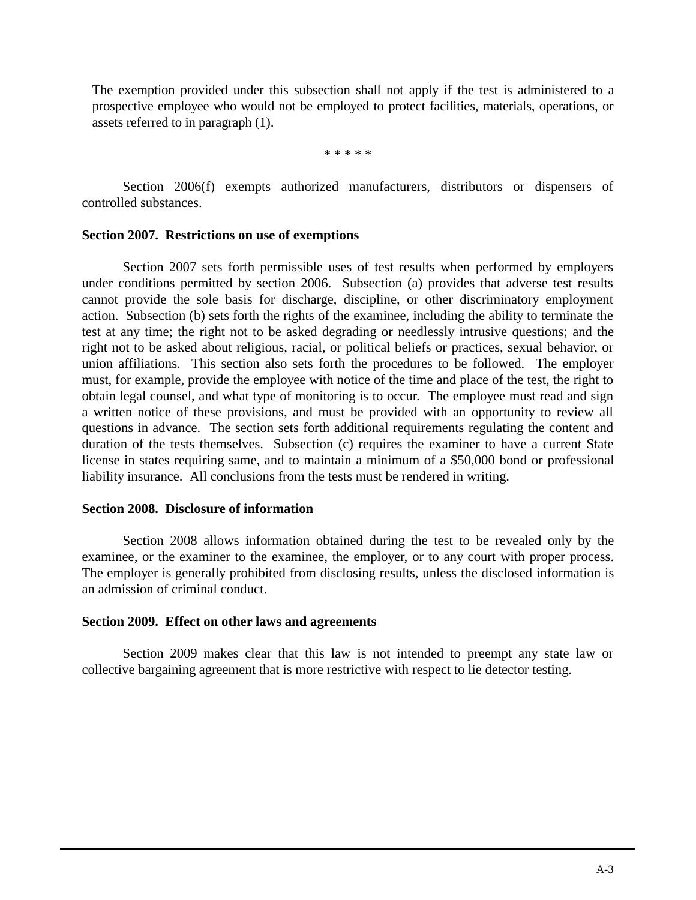The exemption provided under this subsection shall not apply if the test is administered to a prospective employee who would not be employed to protect facilities, materials, operations, or assets referred to in paragraph (1).

* * * * *

Section 2006(f) exempts authorized manufacturers, distributors or dispensers of controlled substances.

**Section 2007. Restrictions on use of exemptions**

Section 2007 sets forth permissible uses of test results when performed by employers under conditions permitted by section 2006. Subsection (a) provides that adverse test results cannot provide the sole basis for discharge, discipline, or other discriminatory employment action. Subsection (b) sets forth the rights of the examinee, including the ability to terminate the test at any time; the right not to be asked degrading or needlessly intrusive questions; and the right not to be asked about religious, racial, or political beliefs or practices, sexual behavior, or union affiliations. This section also sets forth the procedures to be followed. The employer must, for example, provide the employee with notice of the time and place of the test, the right to obtain legal counsel, and what type of monitoring is to occur. The employee must read and sign a written notice of these provisions, and must be provided with an opportunity to review all questions in advance. The section sets forth additional requirements regulating the content and duration of the tests themselves. Subsection (c) requires the examiner to have a current State license in states requiring same, and to maintain a minimum of a $50,000 bond or professional liability insurance. All conclusions from the tests must be rendered in writing.

**Section 2008. Disclosure of information**

Section 2008 allows information obtained during the test to be revealed only by the examinee, or the examiner to the examinee, the employer, or to any court with proper process. The employer is generally prohibited from disclosing results, unless the disclosed information is an admission of criminal conduct.

**Section 2009. Effect on other laws and agreements**

Section 2009 makes clear that this law is not intended to preempt any state law or collective bargaining agreement that is more restrictive with respect to lie detector testing.